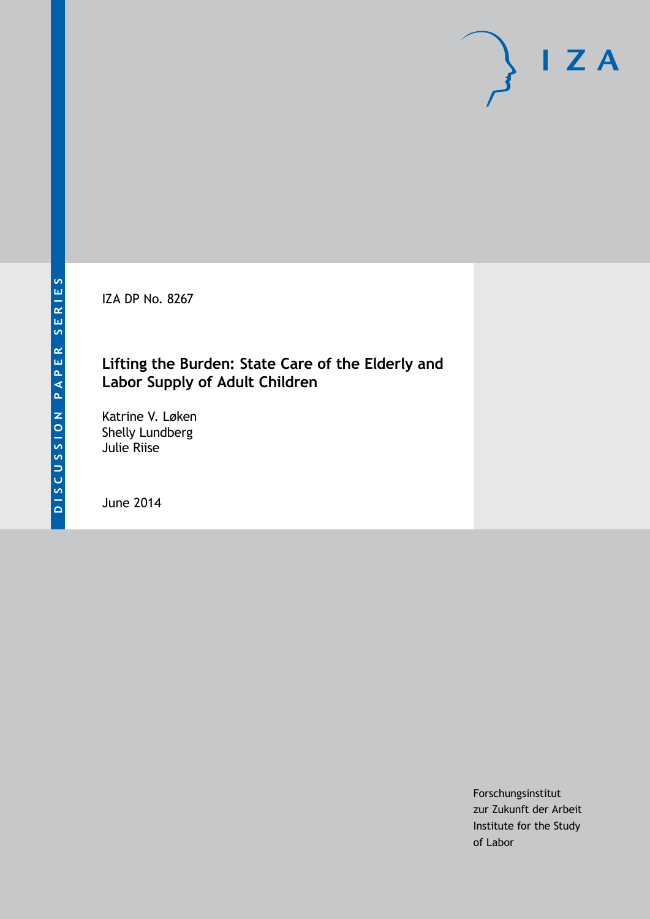DISCUSSION PAPER SERIES

IZA DP No. 8267

# Lifting the Burden: State Care of the Elderly and Labor Supply of Adult Children

Katrine V. Løken
Shelly Lundberg
Julie Riise

June 2014

Forschungsinstitut
zur Zukunft der Arbeit
Institute for the Study
of Labor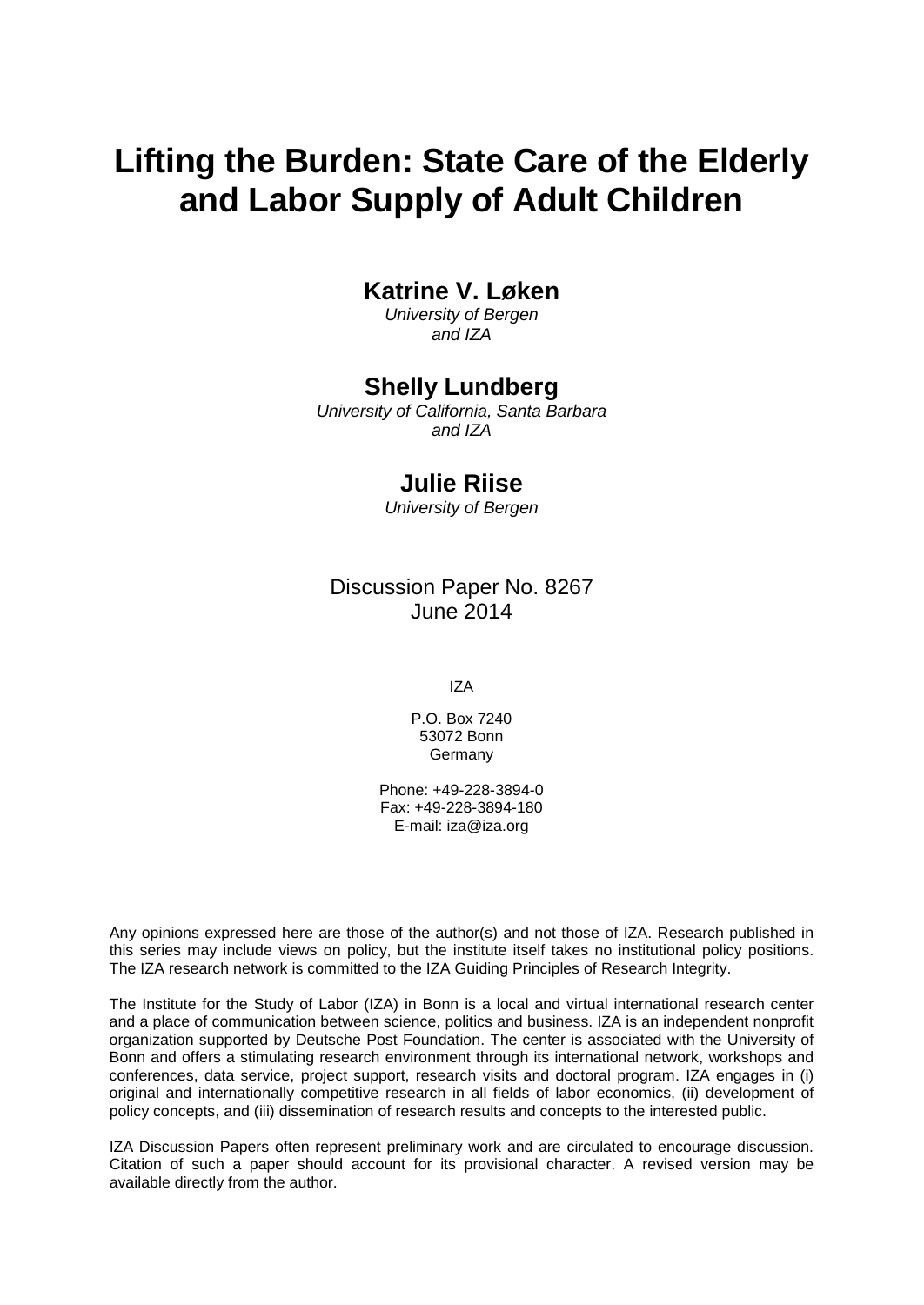# Lifting the Burden: State Care of the Elderly and Labor Supply of Adult Children

## Katrine V. Løken

*University of Bergen*
*and IZA*

## Shelly Lundberg

*University of California, Santa Barbara*
*and IZA*

## Julie Riise

*University of Bergen*

Discussion Paper No. 8267
June 2014

IZA

P.O. Box 7240
53072 Bonn
Germany

Phone: +49-228-3894-0
Fax: +49-228-3894-180
E-mail: iza@iza.org

Any opinions expressed here are those of the author(s) and not those of IZA. Research published in this series may include views on policy, but the institute itself takes no institutional policy positions. The IZA research network is committed to the IZA Guiding Principles of Research Integrity.

The Institute for the Study of Labor (IZA) in Bonn is a local and virtual international research center and a place of communication between science, politics and business. IZA is an independent nonprofit organization supported by Deutsche Post Foundation. The center is associated with the University of Bonn and offers a stimulating research environment through its international network, workshops and conferences, data service, project support, research visits and doctoral program. IZA engages in (i) original and internationally competitive research in all fields of labor economics, (ii) development of policy concepts, and (iii) dissemination of research results and concepts to the interested public.

IZA Discussion Papers often represent preliminary work and are circulated to encourage discussion. Citation of such a paper should account for its provisional character. A revised version may be available directly from the author.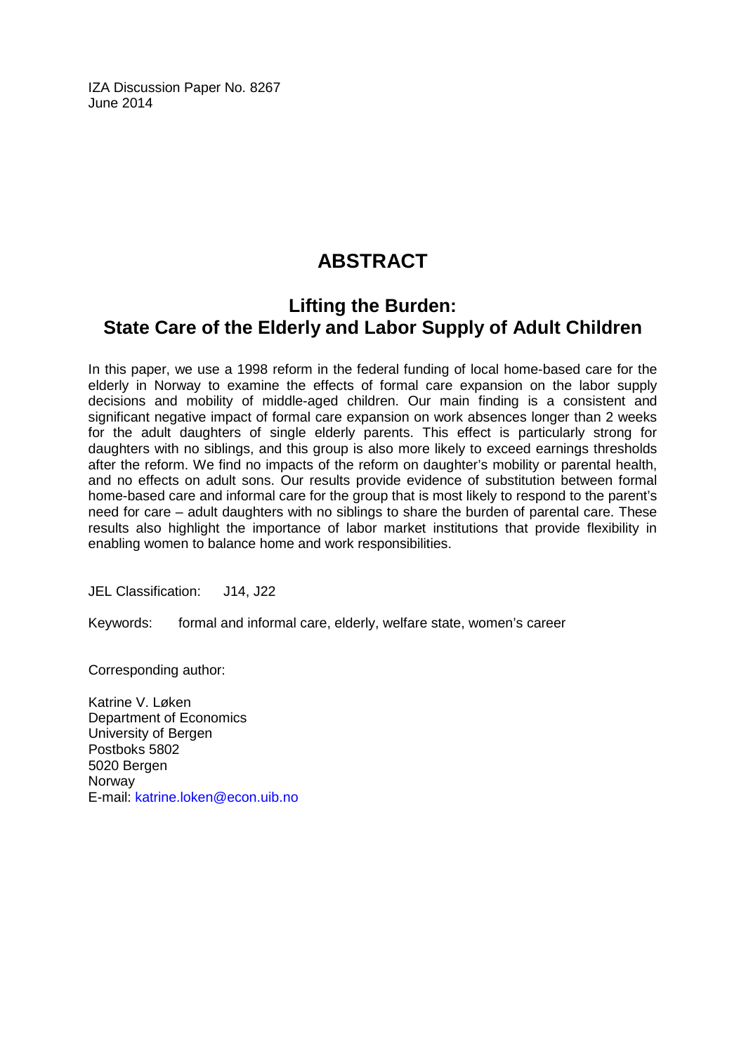IZA Discussion Paper No. 8267
June 2014

# ABSTRACT

## Lifting the Burden: State Care of the Elderly and Labor Supply of Adult Children

In this paper, we use a 1998 reform in the federal funding of local home-based care for the elderly in Norway to examine the effects of formal care expansion on the labor supply decisions and mobility of middle-aged children. Our main finding is a consistent and significant negative impact of formal care expansion on work absences longer than 2 weeks for the adult daughters of single elderly parents. This effect is particularly strong for daughters with no siblings, and this group is also more likely to exceed earnings thresholds after the reform. We find no impacts of the reform on daughter's mobility or parental health, and no effects on adult sons. Our results provide evidence of substitution between formal home-based care and informal care for the group that is most likely to respond to the parent's need for care – adult daughters with no siblings to share the burden of parental care. These results also highlight the importance of labor market institutions that provide flexibility in enabling women to balance home and work responsibilities.

JEL Classification: J14, J22

Keywords: formal and informal care, elderly, welfare state, women's career

Corresponding author:

Katrine V. Løken
Department of Economics
University of Bergen
Postboks 5802
5020 Bergen
Norway
E-mail: katrine.loken@econ.uib.no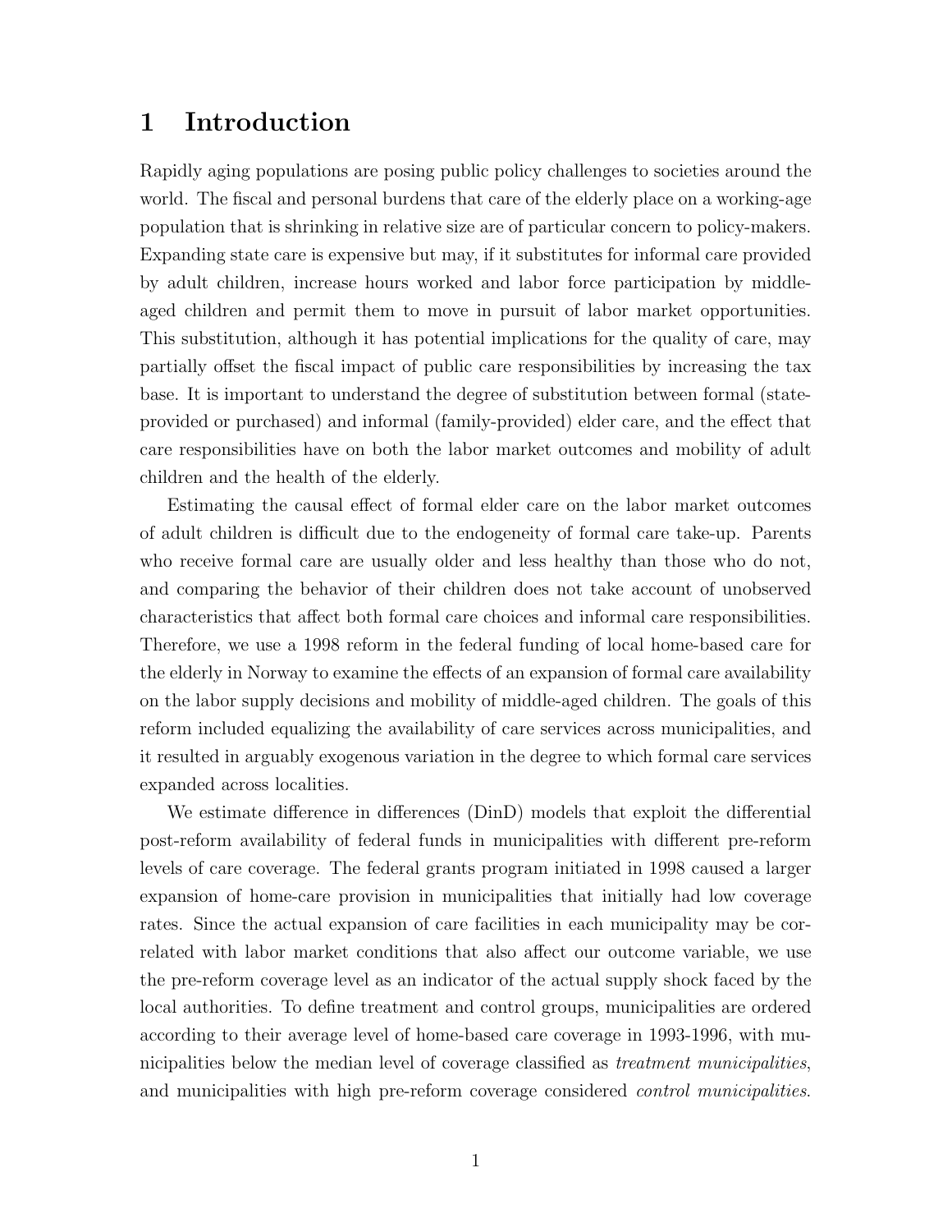# 1 Introduction

Rapidly aging populations are posing public policy challenges to societies around the world. The fiscal and personal burdens that care of the elderly place on a working-age population that is shrinking in relative size are of particular concern to policy-makers. Expanding state care is expensive but may, if it substitutes for informal care provided by adult children, increase hours worked and labor force participation by middle-aged children and permit them to move in pursuit of labor market opportunities. This substitution, although it has potential implications for the quality of care, may partially offset the fiscal impact of public care responsibilities by increasing the tax base. It is important to understand the degree of substitution between formal (state-provided or purchased) and informal (family-provided) elder care, and the effect that care responsibilities have on both the labor market outcomes and mobility of adult children and the health of the elderly.

Estimating the causal effect of formal elder care on the labor market outcomes of adult children is difficult due to the endogeneity of formal care take-up. Parents who receive formal care are usually older and less healthy than those who do not, and comparing the behavior of their children does not take account of unobserved characteristics that affect both formal care choices and informal care responsibilities. Therefore, we use a 1998 reform in the federal funding of local home-based care for the elderly in Norway to examine the effects of an expansion of formal care availability on the labor supply decisions and mobility of middle-aged children. The goals of this reform included equalizing the availability of care services across municipalities, and it resulted in arguably exogenous variation in the degree to which formal care services expanded across localities.

We estimate difference in differences (DinD) models that exploit the differential post-reform availability of federal funds in municipalities with different pre-reform levels of care coverage. The federal grants program initiated in 1998 caused a larger expansion of home-care provision in municipalities that initially had low coverage rates. Since the actual expansion of care facilities in each municipality may be correlated with labor market conditions that also affect our outcome variable, we use the pre-reform coverage level as an indicator of the actual supply shock faced by the local authorities. To define treatment and control groups, municipalities are ordered according to their average level of home-based care coverage in 1993-1996, with municipalities below the median level of coverage classified as *treatment municipalities*, and municipalities with high pre-reform coverage considered *control municipalities*.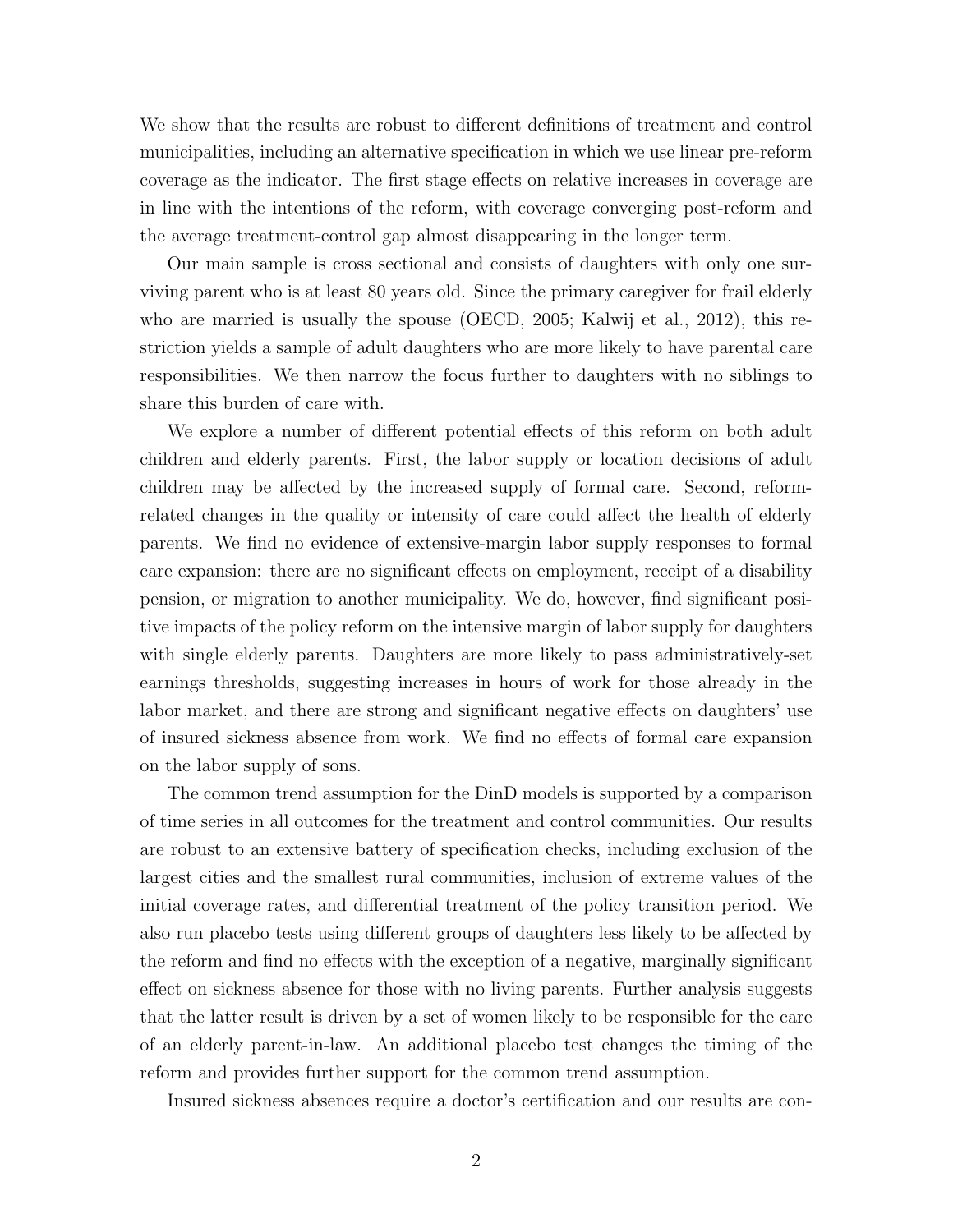We show that the results are robust to different definitions of treatment and control municipalities, including an alternative specification in which we use linear pre-reform coverage as the indicator. The first stage effects on relative increases in coverage are in line with the intentions of the reform, with coverage converging post-reform and the average treatment-control gap almost disappearing in the longer term.

Our main sample is cross sectional and consists of daughters with only one surviving parent who is at least 80 years old. Since the primary caregiver for frail elderly who are married is usually the spouse (OECD, 2005; Kalwij et al., 2012), this restriction yields a sample of adult daughters who are more likely to have parental care responsibilities. We then narrow the focus further to daughters with no siblings to share this burden of care with.

We explore a number of different potential effects of this reform on both adult children and elderly parents. First, the labor supply or location decisions of adult children may be affected by the increased supply of formal care. Second, reform-related changes in the quality or intensity of care could affect the health of elderly parents. We find no evidence of extensive-margin labor supply responses to formal care expansion: there are no significant effects on employment, receipt of a disability pension, or migration to another municipality. We do, however, find significant positive impacts of the policy reform on the intensive margin of labor supply for daughters with single elderly parents. Daughters are more likely to pass administratively-set earnings thresholds, suggesting increases in hours of work for those already in the labor market, and there are strong and significant negative effects on daughters' use of insured sickness absence from work. We find no effects of formal care expansion on the labor supply of sons.

The common trend assumption for the DinD models is supported by a comparison of time series in all outcomes for the treatment and control communities. Our results are robust to an extensive battery of specification checks, including exclusion of the largest cities and the smallest rural communities, inclusion of extreme values of the initial coverage rates, and differential treatment of the policy transition period. We also run placebo tests using different groups of daughters less likely to be affected by the reform and find no effects with the exception of a negative, marginally significant effect on sickness absence for those with no living parents. Further analysis suggests that the latter result is driven by a set of women likely to be responsible for the care of an elderly parent-in-law. An additional placebo test changes the timing of the reform and provides further support for the common trend assumption.

Insured sickness absences require a doctor's certification and our results are con-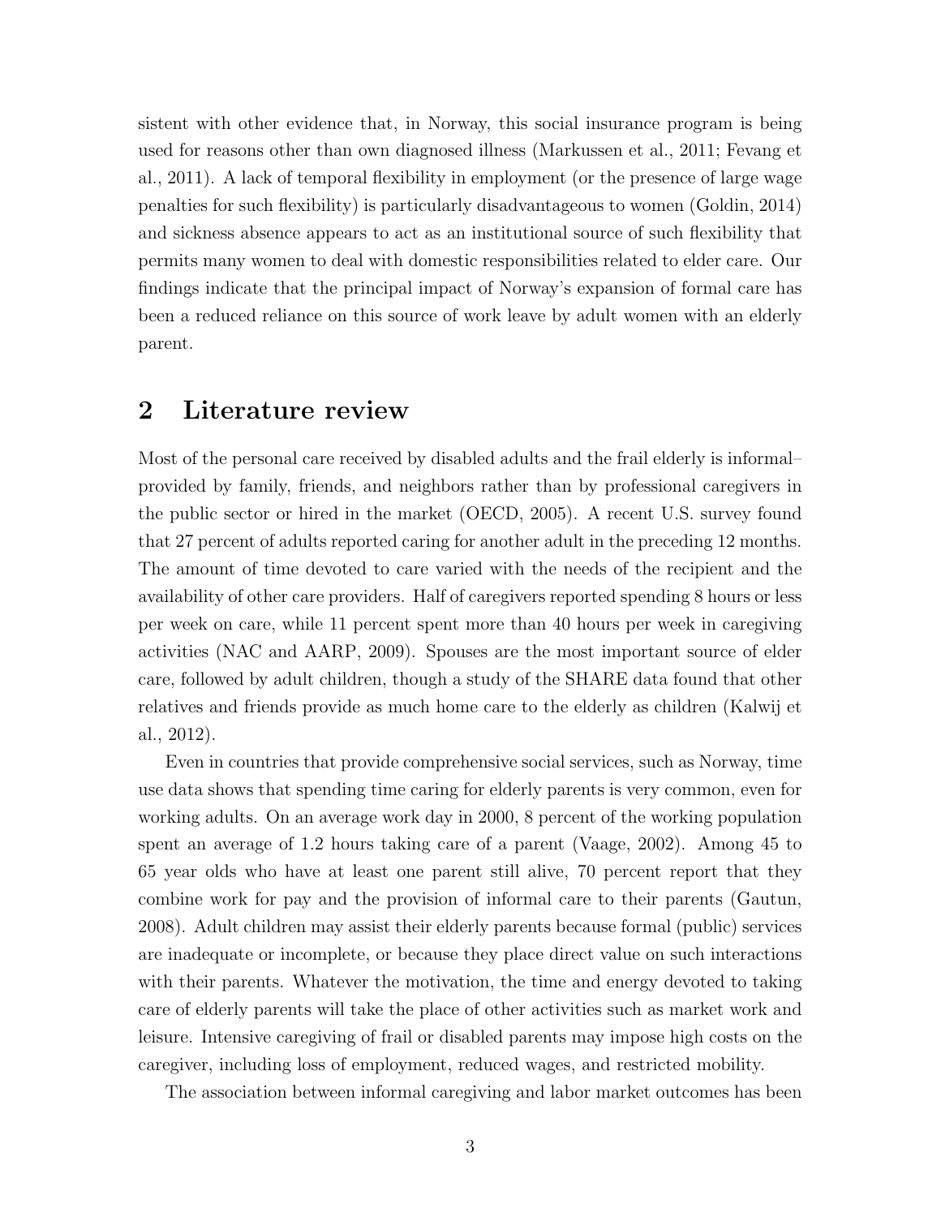sistent with other evidence that, in Norway, this social insurance program is being used for reasons other than own diagnosed illness (Markussen et al., 2011; Fevang et al., 2011). A lack of temporal flexibility in employment (or the presence of large wage penalties for such flexibility) is particularly disadvantageous to women (Goldin, 2014) and sickness absence appears to act as an institutional source of such flexibility that permits many women to deal with domestic responsibilities related to elder care. Our findings indicate that the principal impact of Norway's expansion of formal care has been a reduced reliance on this source of work leave by adult women with an elderly parent.

## 2 Literature review

Most of the personal care received by disabled adults and the frail elderly is informal–provided by family, friends, and neighbors rather than by professional caregivers in the public sector or hired in the market (OECD, 2005). A recent U.S. survey found that 27 percent of adults reported caring for another adult in the preceding 12 months. The amount of time devoted to care varied with the needs of the recipient and the availability of other care providers. Half of caregivers reported spending 8 hours or less per week on care, while 11 percent spent more than 40 hours per week in caregiving activities (NAC and AARP, 2009). Spouses are the most important source of elder care, followed by adult children, though a study of the SHARE data found that other relatives and friends provide as much home care to the elderly as children (Kalwij et al., 2012).

Even in countries that provide comprehensive social services, such as Norway, time use data shows that spending time caring for elderly parents is very common, even for working adults. On an average work day in 2000, 8 percent of the working population spent an average of 1.2 hours taking care of a parent (Vaage, 2002). Among 45 to 65 year olds who have at least one parent still alive, 70 percent report that they combine work for pay and the provision of informal care to their parents (Gautun, 2008). Adult children may assist their elderly parents because formal (public) services are inadequate or incomplete, or because they place direct value on such interactions with their parents. Whatever the motivation, the time and energy devoted to taking care of elderly parents will take the place of other activities such as market work and leisure. Intensive caregiving of frail or disabled parents may impose high costs on the caregiver, including loss of employment, reduced wages, and restricted mobility.

The association between informal caregiving and labor market outcomes has been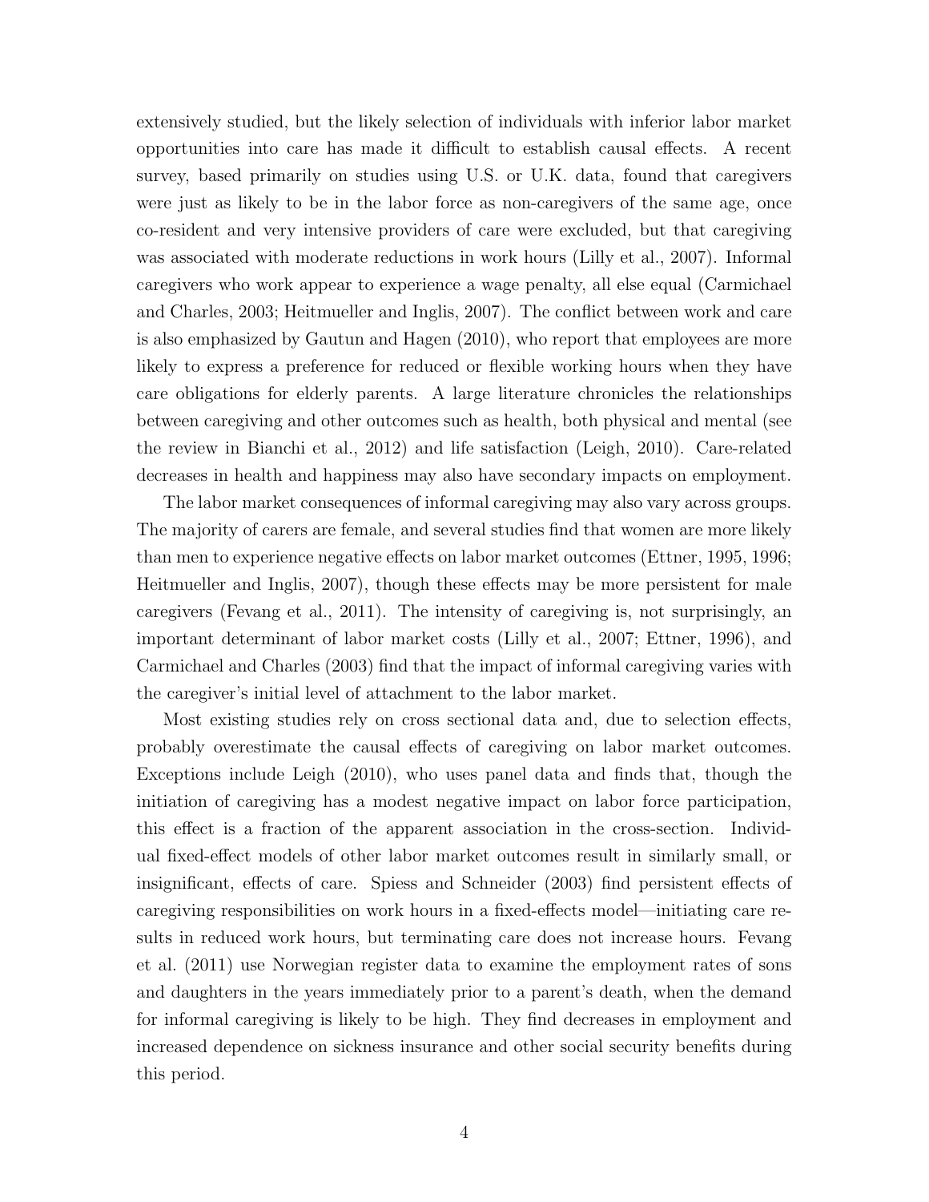extensively studied, but the likely selection of individuals with inferior labor market opportunities into care has made it difficult to establish causal effects. A recent survey, based primarily on studies using U.S. or U.K. data, found that caregivers were just as likely to be in the labor force as non-caregivers of the same age, once co-resident and very intensive providers of care were excluded, but that caregiving was associated with moderate reductions in work hours (Lilly et al., 2007). Informal caregivers who work appear to experience a wage penalty, all else equal (Carmichael and Charles, 2003; Heitmueller and Inglis, 2007). The conflict between work and care is also emphasized by Gautun and Hagen (2010), who report that employees are more likely to express a preference for reduced or flexible working hours when they have care obligations for elderly parents. A large literature chronicles the relationships between caregiving and other outcomes such as health, both physical and mental (see the review in Bianchi et al., 2012) and life satisfaction (Leigh, 2010). Care-related decreases in health and happiness may also have secondary impacts on employment.

The labor market consequences of informal caregiving may also vary across groups. The majority of carers are female, and several studies find that women are more likely than men to experience negative effects on labor market outcomes (Ettner, 1995, 1996; Heitmueller and Inglis, 2007), though these effects may be more persistent for male caregivers (Fevang et al., 2011). The intensity of caregiving is, not surprisingly, an important determinant of labor market costs (Lilly et al., 2007; Ettner, 1996), and Carmichael and Charles (2003) find that the impact of informal caregiving varies with the caregiver's initial level of attachment to the labor market.

Most existing studies rely on cross sectional data and, due to selection effects, probably overestimate the causal effects of caregiving on labor market outcomes. Exceptions include Leigh (2010), who uses panel data and finds that, though the initiation of caregiving has a modest negative impact on labor force participation, this effect is a fraction of the apparent association in the cross-section. Individual fixed-effect models of other labor market outcomes result in similarly small, or insignificant, effects of care. Spiess and Schneider (2003) find persistent effects of caregiving responsibilities on work hours in a fixed-effects model—initiating care results in reduced work hours, but terminating care does not increase hours. Fevang et al. (2011) use Norwegian register data to examine the employment rates of sons and daughters in the years immediately prior to a parent's death, when the demand for informal caregiving is likely to be high. They find decreases in employment and increased dependence on sickness insurance and other social security benefits during this period.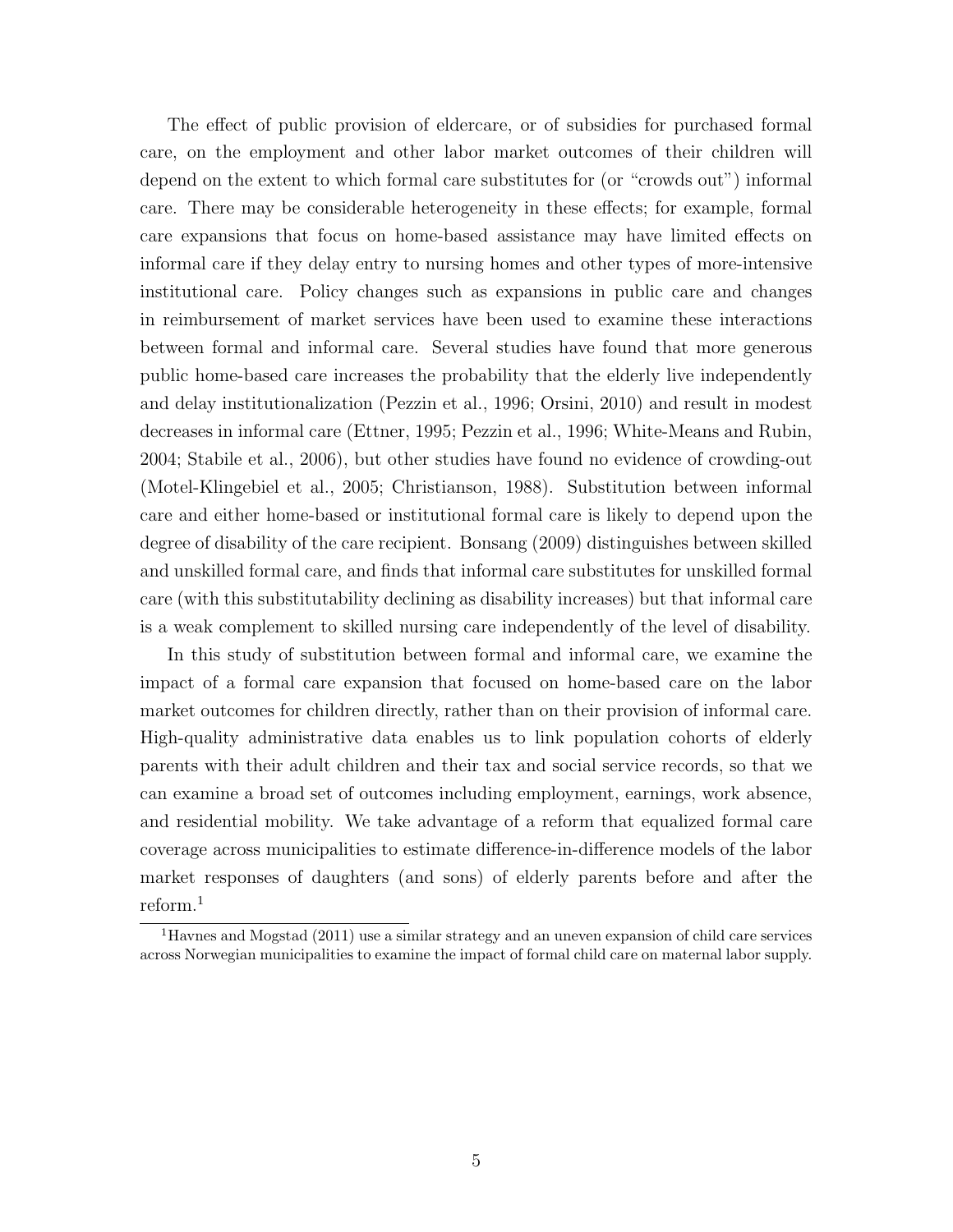The effect of public provision of eldercare, or of subsidies for purchased formal care, on the employment and other labor market outcomes of their children will depend on the extent to which formal care substitutes for (or "crowds out") informal care. There may be considerable heterogeneity in these effects; for example, formal care expansions that focus on home-based assistance may have limited effects on informal care if they delay entry to nursing homes and other types of more-intensive institutional care. Policy changes such as expansions in public care and changes in reimbursement of market services have been used to examine these interactions between formal and informal care. Several studies have found that more generous public home-based care increases the probability that the elderly live independently and delay institutionalization (Pezzin et al., 1996; Orsini, 2010) and result in modest decreases in informal care (Ettner, 1995; Pezzin et al., 1996; White-Means and Rubin, 2004; Stabile et al., 2006), but other studies have found no evidence of crowding-out (Motel-Klingebiel et al., 2005; Christianson, 1988). Substitution between informal care and either home-based or institutional formal care is likely to depend upon the degree of disability of the care recipient. Bonsang (2009) distinguishes between skilled and unskilled formal care, and finds that informal care substitutes for unskilled formal care (with this substitutability declining as disability increases) but that informal care is a weak complement to skilled nursing care independently of the level of disability.

In this study of substitution between formal and informal care, we examine the impact of a formal care expansion that focused on home-based care on the labor market outcomes for children directly, rather than on their provision of informal care. High-quality administrative data enables us to link population cohorts of elderly parents with their adult children and their tax and social service records, so that we can examine a broad set of outcomes including employment, earnings, work absence, and residential mobility. We take advantage of a reform that equalized formal care coverage across municipalities to estimate difference-in-difference models of the labor market responses of daughters (and sons) of elderly parents before and after the reform.[1]

[1] Havnes and Mogstad (2011) use a similar strategy and an uneven expansion of child care services across Norwegian municipalities to examine the impact of formal child care on maternal labor supply.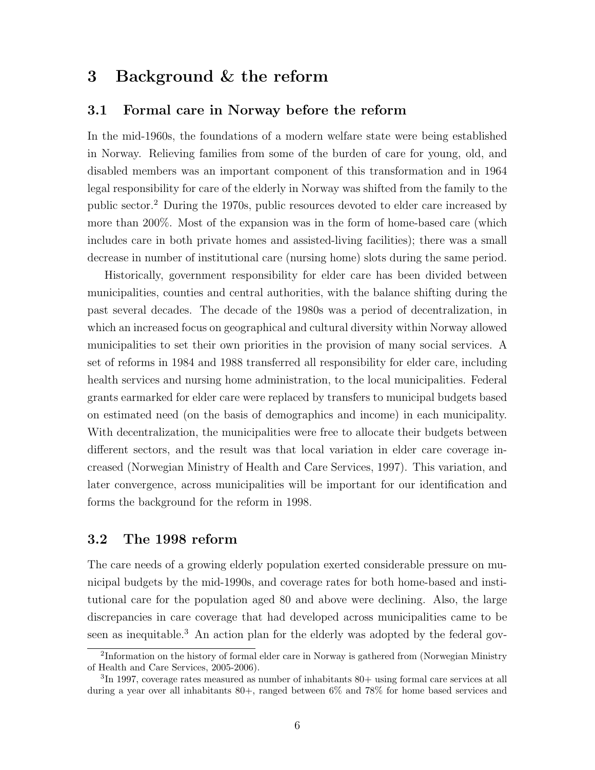## 3 Background & the reform

### 3.1 Formal care in Norway before the reform

In the mid-1960s, the foundations of a modern welfare state were being established in Norway. Relieving families from some of the burden of care for young, old, and disabled members was an important component of this transformation and in 1964 legal responsibility for care of the elderly in Norway was shifted from the family to the public sector.[2] During the 1970s, public resources devoted to elder care increased by more than 200%. Most of the expansion was in the form of home-based care (which includes care in both private homes and assisted-living facilities); there was a small decrease in number of institutional care (nursing home) slots during the same period.

Historically, government responsibility for elder care has been divided between municipalities, counties and central authorities, with the balance shifting during the past several decades. The decade of the 1980s was a period of decentralization, in which an increased focus on geographical and cultural diversity within Norway allowed municipalities to set their own priorities in the provision of many social services. A set of reforms in 1984 and 1988 transferred all responsibility for elder care, including health services and nursing home administration, to the local municipalities. Federal grants earmarked for elder care were replaced by transfers to municipal budgets based on estimated need (on the basis of demographics and income) in each municipality. With decentralization, the municipalities were free to allocate their budgets between different sectors, and the result was that local variation in elder care coverage increased (Norwegian Ministry of Health and Care Services, 1997). This variation, and later convergence, across municipalities will be important for our identification and forms the background for the reform in 1998.

### 3.2 The 1998 reform

The care needs of a growing elderly population exerted considerable pressure on municipal budgets by the mid-1990s, and coverage rates for both home-based and institutional care for the population aged 80 and above were declining. Also, the large discrepancies in care coverage that had developed across municipalities came to be seen as inequitable.[3] An action plan for the elderly was adopted by the federal gov-

[2] Information on the history of formal elder care in Norway is gathered from (Norwegian Ministry of Health and Care Services, 2005-2006).

[3] In 1997, coverage rates measured as number of inhabitants 80+ using formal care services at all during a year over all inhabitants 80+, ranged between 6% and 78% for home based services and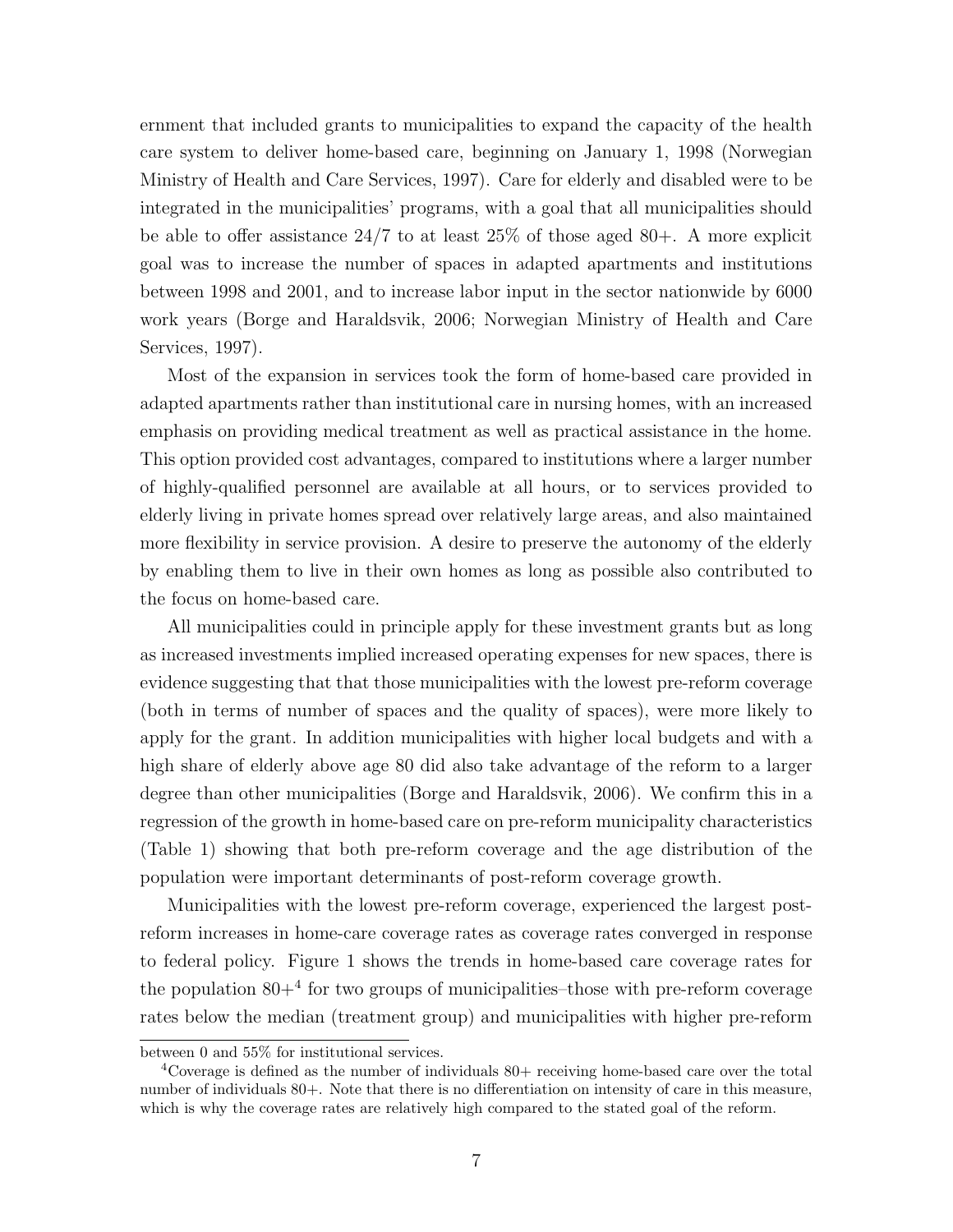ernment that included grants to municipalities to expand the capacity of the health care system to deliver home-based care, beginning on January 1, 1998 (Norwegian Ministry of Health and Care Services, 1997). Care for elderly and disabled were to be integrated in the municipalities' programs, with a goal that all municipalities should be able to offer assistance 24/7 to at least 25% of those aged 80+. A more explicit goal was to increase the number of spaces in adapted apartments and institutions between 1998 and 2001, and to increase labor input in the sector nationwide by 6000 work years (Borge and Haraldsvik, 2006; Norwegian Ministry of Health and Care Services, 1997).

Most of the expansion in services took the form of home-based care provided in adapted apartments rather than institutional care in nursing homes, with an increased emphasis on providing medical treatment as well as practical assistance in the home. This option provided cost advantages, compared to institutions where a larger number of highly-qualified personnel are available at all hours, or to services provided to elderly living in private homes spread over relatively large areas, and also maintained more flexibility in service provision. A desire to preserve the autonomy of the elderly by enabling them to live in their own homes as long as possible also contributed to the focus on home-based care.

All municipalities could in principle apply for these investment grants but as long as increased investments implied increased operating expenses for new spaces, there is evidence suggesting that that those municipalities with the lowest pre-reform coverage (both in terms of number of spaces and the quality of spaces), were more likely to apply for the grant. In addition municipalities with higher local budgets and with a high share of elderly above age 80 did also take advantage of the reform to a larger degree than other municipalities (Borge and Haraldsvik, 2006). We confirm this in a regression of the growth in home-based care on pre-reform municipality characteristics (Table 1) showing that both pre-reform coverage and the age distribution of the population were important determinants of post-reform coverage growth.

Municipalities with the lowest pre-reform coverage, experienced the largest post-reform increases in home-care coverage rates as coverage rates converged in response to federal policy. Figure 1 shows the trends in home-based care coverage rates for the population 80+[4] for two groups of municipalities–those with pre-reform coverage rates below the median (treatment group) and municipalities with higher pre-reform

between 0 and 55% for institutional services.

[4] Coverage is defined as the number of individuals 80+ receiving home-based care over the total number of individuals 80+. Note that there is no differentiation on intensity of care in this measure, which is why the coverage rates are relatively high compared to the stated goal of the reform.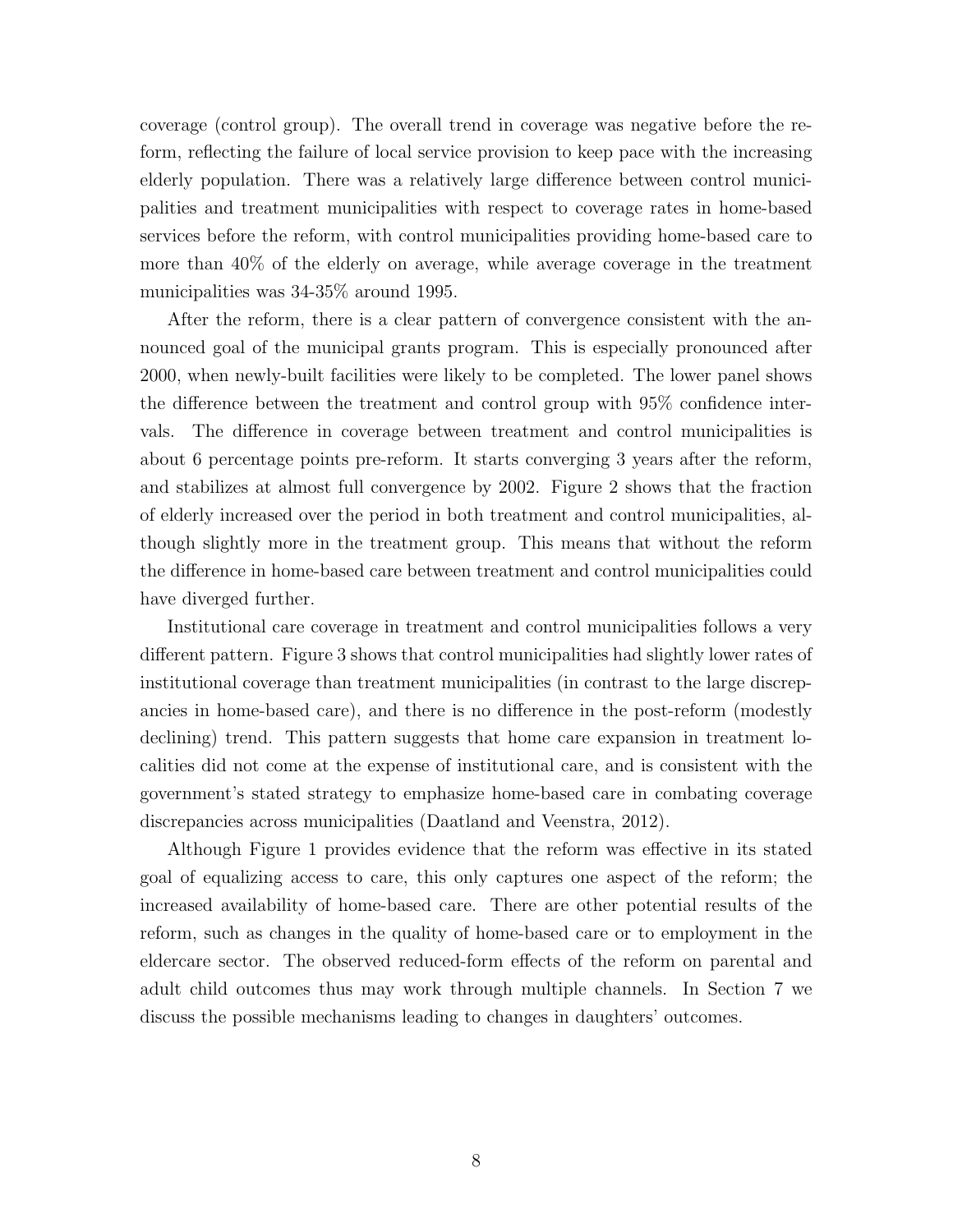coverage (control group). The overall trend in coverage was negative before the reform, reflecting the failure of local service provision to keep pace with the increasing elderly population. There was a relatively large difference between control municipalities and treatment municipalities with respect to coverage rates in home-based services before the reform, with control municipalities providing home-based care to more than 40% of the elderly on average, while average coverage in the treatment municipalities was 34-35% around 1995.

After the reform, there is a clear pattern of convergence consistent with the announced goal of the municipal grants program. This is especially pronounced after 2000, when newly-built facilities were likely to be completed. The lower panel shows the difference between the treatment and control group with 95% confidence intervals. The difference in coverage between treatment and control municipalities is about 6 percentage points pre-reform. It starts converging 3 years after the reform, and stabilizes at almost full convergence by 2002. Figure 2 shows that the fraction of elderly increased over the period in both treatment and control municipalities, although slightly more in the treatment group. This means that without the reform the difference in home-based care between treatment and control municipalities could have diverged further.

Institutional care coverage in treatment and control municipalities follows a very different pattern. Figure 3 shows that control municipalities had slightly lower rates of institutional coverage than treatment municipalities (in contrast to the large discrepancies in home-based care), and there is no difference in the post-reform (modestly declining) trend. This pattern suggests that home care expansion in treatment localities did not come at the expense of institutional care, and is consistent with the government's stated strategy to emphasize home-based care in combating coverage discrepancies across municipalities (Daatland and Veenstra, 2012).

Although Figure 1 provides evidence that the reform was effective in its stated goal of equalizing access to care, this only captures one aspect of the reform; the increased availability of home-based care. There are other potential results of the reform, such as changes in the quality of home-based care or to employment in the eldercare sector. The observed reduced-form effects of the reform on parental and adult child outcomes thus may work through multiple channels. In Section 7 we discuss the possible mechanisms leading to changes in daughters' outcomes.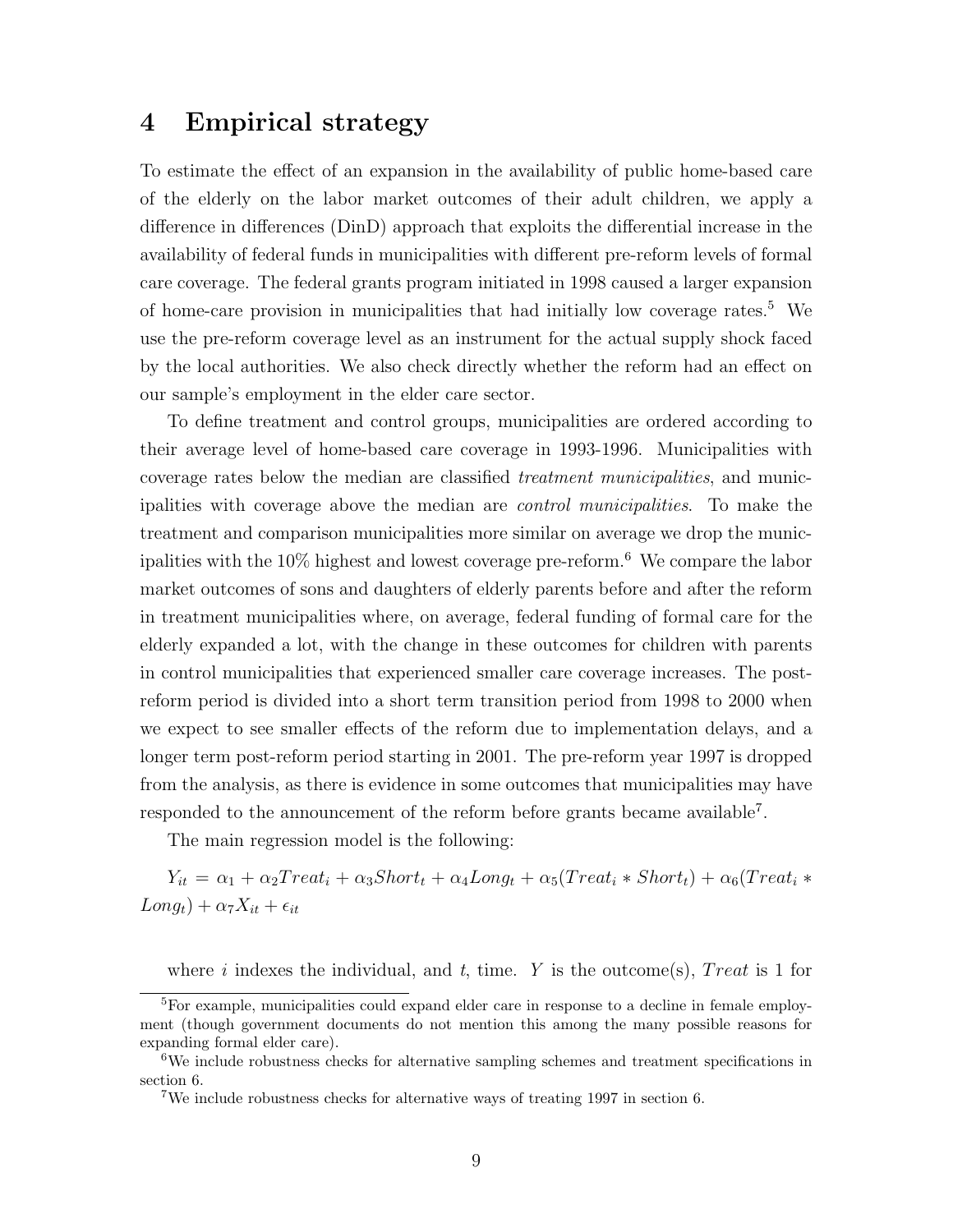## 4 Empirical strategy

To estimate the effect of an expansion in the availability of public home-based care of the elderly on the labor market outcomes of their adult children, we apply a difference in differences (DinD) approach that exploits the differential increase in the availability of federal funds in municipalities with different pre-reform levels of formal care coverage. The federal grants program initiated in 1998 caused a larger expansion of home-care provision in municipalities that had initially low coverage rates.[5] We use the pre-reform coverage level as an instrument for the actual supply shock faced by the local authorities. We also check directly whether the reform had an effect on our sample's employment in the elder care sector.

To define treatment and control groups, municipalities are ordered according to their average level of home-based care coverage in 1993-1996. Municipalities with coverage rates below the median are classified *treatment municipalities*, and municipalities with coverage above the median are *control municipalities*. To make the treatment and comparison municipalities more similar on average we drop the municipalities with the 10% highest and lowest coverage pre-reform.[6] We compare the labor market outcomes of sons and daughters of elderly parents before and after the reform in treatment municipalities where, on average, federal funding of formal care for the elderly expanded a lot, with the change in these outcomes for children with parents in control municipalities that experienced smaller care coverage increases. The post-reform period is divided into a short term transition period from 1998 to 2000 when we expect to see smaller effects of the reform due to implementation delays, and a longer term post-reform period starting in 2001. The pre-reform year 1997 is dropped from the analysis, as there is evidence in some outcomes that municipalities may have responded to the announcement of the reform before grants became available[7].

The main regression model is the following:

$$Y_{it} = \alpha_1 + \alpha_2 Treat_i + \alpha_3 Short_t + \alpha_4 Long_t + \alpha_5 (Treat_i * Short_t) + \alpha_6 (Treat_i * Long_t) + \alpha_7 X_{it} + \epsilon_{it}$$

where $i$ indexes the individual, and $t$, time. $Y$ is the outcome(s), $Treat$ is 1 for

[5] For example, municipalities could expand elder care in response to a decline in female employment (though government documents do not mention this among the many possible reasons for expanding formal elder care).

[6] We include robustness checks for alternative sampling schemes and treatment specifications in section 6.

[7] We include robustness checks for alternative ways of treating 1997 in section 6.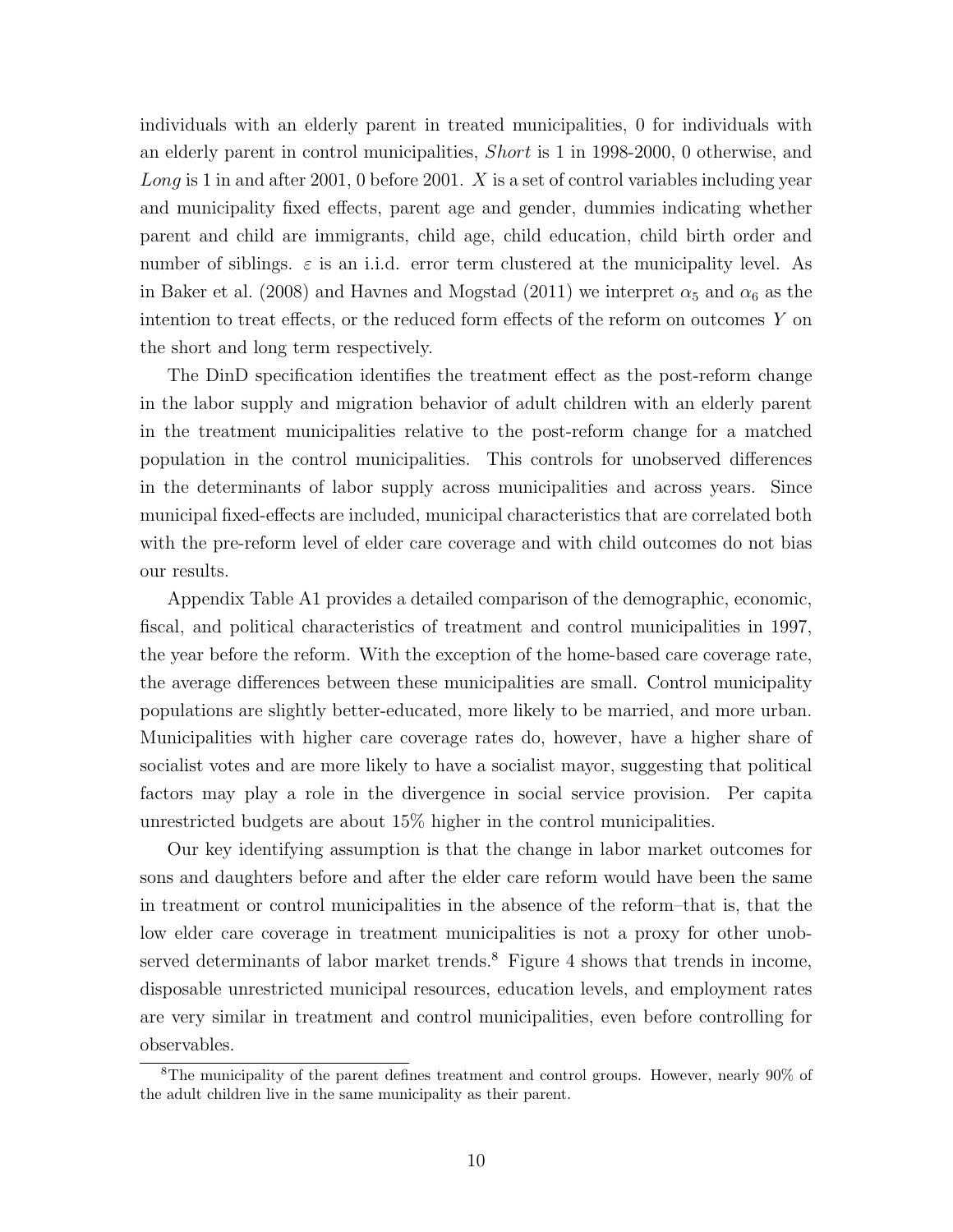individuals with an elderly parent in treated municipalities, 0 for individuals with an elderly parent in control municipalities, *Short* is 1 in 1998-2000, 0 otherwise, and *Long* is 1 in and after 2001, 0 before 2001. $X$ is a set of control variables including year and municipality fixed effects, parent age and gender, dummies indicating whether parent and child are immigrants, child age, child education, child birth order and number of siblings. $\varepsilon$ is an i.i.d. error term clustered at the municipality level. As in Baker et al. (2008) and Havnes and Mogstad (2011) we interpret $\alpha_5$ and $\alpha_6$ as the intention to treat effects, or the reduced form effects of the reform on outcomes $Y$ on the short and long term respectively.

The DinD specification identifies the treatment effect as the post-reform change in the labor supply and migration behavior of adult children with an elderly parent in the treatment municipalities relative to the post-reform change for a matched population in the control municipalities. This controls for unobserved differences in the determinants of labor supply across municipalities and across years. Since municipal fixed-effects are included, municipal characteristics that are correlated both with the pre-reform level of elder care coverage and with child outcomes do not bias our results.

Appendix Table A1 provides a detailed comparison of the demographic, economic, fiscal, and political characteristics of treatment and control municipalities in 1997, the year before the reform. With the exception of the home-based care coverage rate, the average differences between these municipalities are small. Control municipality populations are slightly better-educated, more likely to be married, and more urban. Municipalities with higher care coverage rates do, however, have a higher share of socialist votes and are more likely to have a socialist mayor, suggesting that political factors may play a role in the divergence in social service provision. Per capita unrestricted budgets are about 15% higher in the control municipalities.

Our key identifying assumption is that the change in labor market outcomes for sons and daughters before and after the elder care reform would have been the same in treatment or control municipalities in the absence of the reform–that is, that the low elder care coverage in treatment municipalities is not a proxy for other unobserved determinants of labor market trends.[8] Figure 4 shows that trends in income, disposable unrestricted municipal resources, education levels, and employment rates are very similar in treatment and control municipalities, even before controlling for observables.

[8]The municipality of the parent defines treatment and control groups. However, nearly 90% of the adult children live in the same municipality as their parent.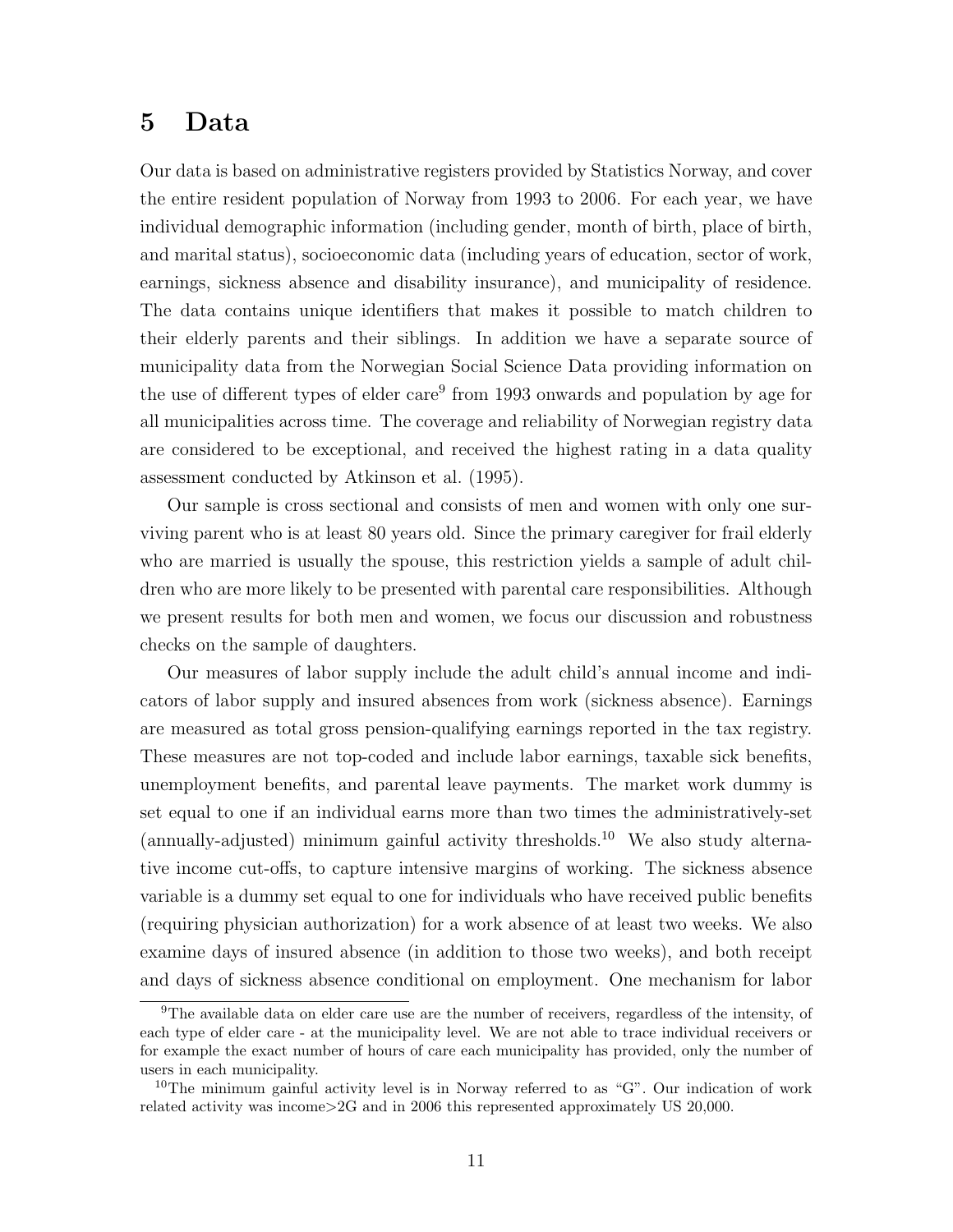# 5 Data

Our data is based on administrative registers provided by Statistics Norway, and cover the entire resident population of Norway from 1993 to 2006. For each year, we have individual demographic information (including gender, month of birth, place of birth, and marital status), socioeconomic data (including years of education, sector of work, earnings, sickness absence and disability insurance), and municipality of residence. The data contains unique identifiers that makes it possible to match children to their elderly parents and their siblings. In addition we have a separate source of municipality data from the Norwegian Social Science Data providing information on the use of different types of elder care[9] from 1993 onwards and population by age for all municipalities across time. The coverage and reliability of Norwegian registry data are considered to be exceptional, and received the highest rating in a data quality assessment conducted by Atkinson et al. (1995).

Our sample is cross sectional and consists of men and women with only one surviving parent who is at least 80 years old. Since the primary caregiver for frail elderly who are married is usually the spouse, this restriction yields a sample of adult children who are more likely to be presented with parental care responsibilities. Although we present results for both men and women, we focus our discussion and robustness checks on the sample of daughters.

Our measures of labor supply include the adult child's annual income and indicators of labor supply and insured absences from work (sickness absence). Earnings are measured as total gross pension-qualifying earnings reported in the tax registry. These measures are not top-coded and include labor earnings, taxable sick benefits, unemployment benefits, and parental leave payments. The market work dummy is set equal to one if an individual earns more than two times the administratively-set (annually-adjusted) minimum gainful activity thresholds.[10] We also study alternative income cut-offs, to capture intensive margins of working. The sickness absence variable is a dummy set equal to one for individuals who have received public benefits (requiring physician authorization) for a work absence of at least two weeks. We also examine days of insured absence (in addition to those two weeks), and both receipt and days of sickness absence conditional on employment. One mechanism for labor

[9]The available data on elder care use are the number of receivers, regardless of the intensity, of each type of elder care - at the municipality level. We are not able to trace individual receivers or for example the exact number of hours of care each municipality has provided, only the number of users in each municipality.

[10]The minimum gainful activity level is in Norway referred to as "G". Our indication of work related activity was income>2G and in 2006 this represented approximately US 20,000.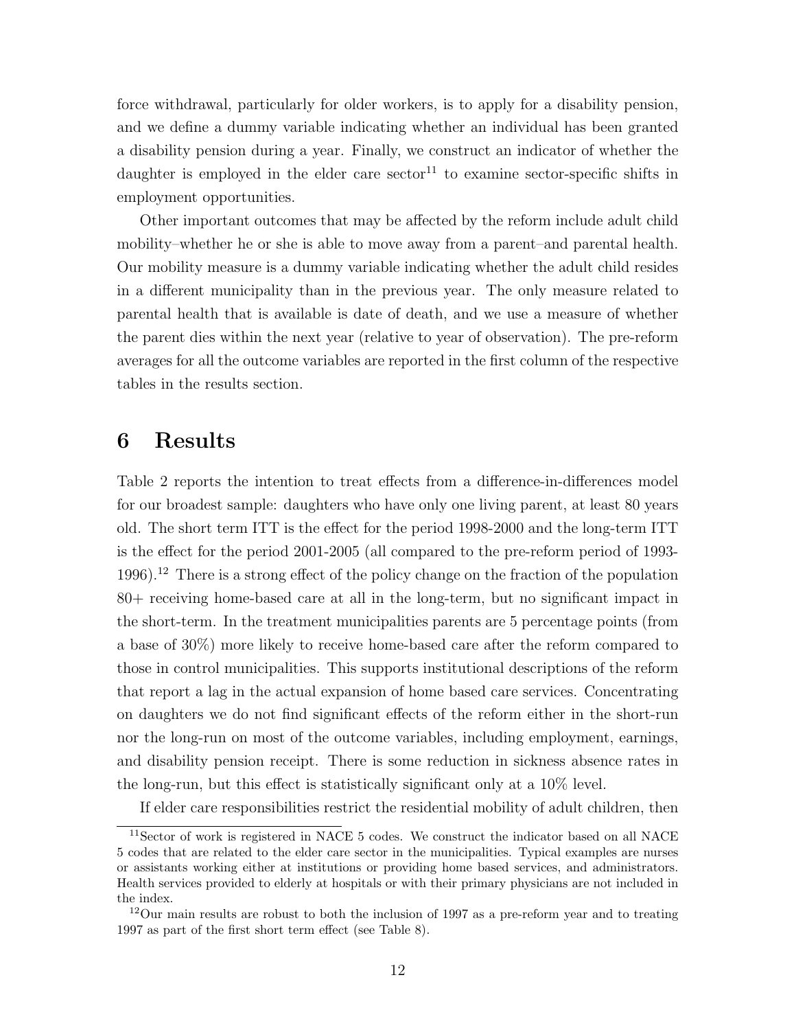force withdrawal, particularly for older workers, is to apply for a disability pension, and we define a dummy variable indicating whether an individual has been granted a disability pension during a year. Finally, we construct an indicator of whether the daughter is employed in the elder care sector[11] to examine sector-specific shifts in employment opportunities.

Other important outcomes that may be affected by the reform include adult child mobility–whether he or she is able to move away from a parent–and parental health. Our mobility measure is a dummy variable indicating whether the adult child resides in a different municipality than in the previous year. The only measure related to parental health that is available is date of death, and we use a measure of whether the parent dies within the next year (relative to year of observation). The pre-reform averages for all the outcome variables are reported in the first column of the respective tables in the results section.

# 6 Results

Table 2 reports the intention to treat effects from a difference-in-differences model for our broadest sample: daughters who have only one living parent, at least 80 years old. The short term ITT is the effect for the period 1998-2000 and the long-term ITT is the effect for the period 2001-2005 (all compared to the pre-reform period of 1993-1996).[12] There is a strong effect of the policy change on the fraction of the population 80+ receiving home-based care at all in the long-term, but no significant impact in the short-term. In the treatment municipalities parents are 5 percentage points (from a base of 30%) more likely to receive home-based care after the reform compared to those in control municipalities. This supports institutional descriptions of the reform that report a lag in the actual expansion of home based care services. Concentrating on daughters we do not find significant effects of the reform either in the short-run nor the long-run on most of the outcome variables, including employment, earnings, and disability pension receipt. There is some reduction in sickness absence rates in the long-run, but this effect is statistically significant only at a 10% level.

If elder care responsibilities restrict the residential mobility of adult children, then

[11] Sector of work is registered in NACE 5 codes. We construct the indicator based on all NACE 5 codes that are related to the elder care sector in the municipalities. Typical examples are nurses or assistants working either at institutions or providing home based services, and administrators. Health services provided to elderly at hospitals or with their primary physicians are not included in the index.

[12] Our main results are robust to both the inclusion of 1997 as a pre-reform year and to treating 1997 as part of the first short term effect (see Table 8).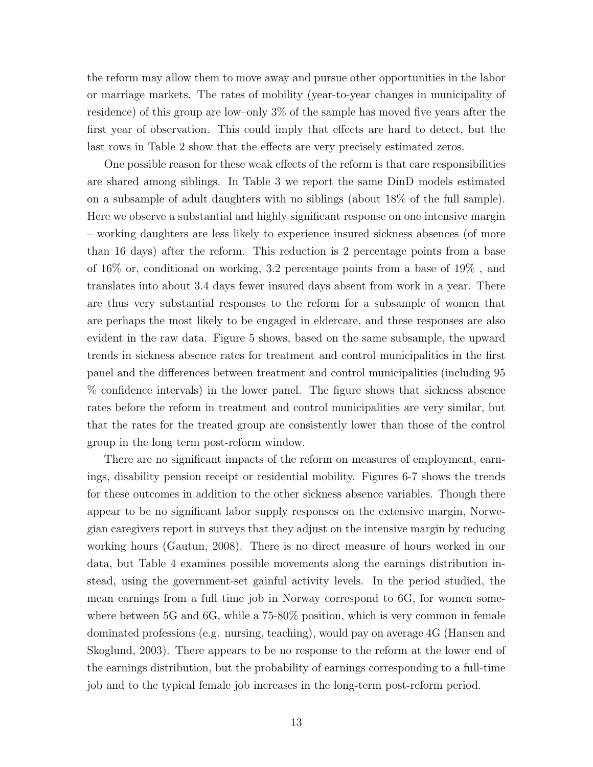the reform may allow them to move away and pursue other opportunities in the labor or marriage markets. The rates of mobility (year-to-year changes in municipality of residence) of this group are low–only 3% of the sample has moved five years after the first year of observation. This could imply that effects are hard to detect, but the last rows in Table 2 show that the effects are very precisely estimated zeros.

One possible reason for these weak effects of the reform is that care responsibilities are shared among siblings. In Table 3 we report the same DinD models estimated on a subsample of adult daughters with no siblings (about 18% of the full sample). Here we observe a substantial and highly significant response on one intensive margin – working daughters are less likely to experience insured sickness absences (of more than 16 days) after the reform. This reduction is 2 percentage points from a base of 16% or, conditional on working, 3.2 percentage points from a base of 19% , and translates into about 3.4 days fewer insured days absent from work in a year. There are thus very substantial responses to the reform for a subsample of women that are perhaps the most likely to be engaged in eldercare, and these responses are also evident in the raw data. Figure 5 shows, based on the same subsample, the upward trends in sickness absence rates for treatment and control municipalities in the first panel and the differences between treatment and control municipalities (including 95 % confidence intervals) in the lower panel. The figure shows that sickness absence rates before the reform in treatment and control municipalities are very similar, but that the rates for the treated group are consistently lower than those of the control group in the long term post-reform window.

There are no significant impacts of the reform on measures of employment, earnings, disability pension receipt or residential mobility. Figures 6-7 shows the trends for these outcomes in addition to the other sickness absence variables. Though there appear to be no significant labor supply responses on the extensive margin, Norwegian caregivers report in surveys that they adjust on the intensive margin by reducing working hours (Gautun, 2008). There is no direct measure of hours worked in our data, but Table 4 examines possible movements along the earnings distribution instead, using the government-set gainful activity levels. In the period studied, the mean earnings from a full time job in Norway correspond to 6G, for women somewhere between 5G and 6G, while a 75-80% position, which is very common in female dominated professions (e.g. nursing, teaching), would pay on average 4G (Hansen and Skoglund, 2003). There appears to be no response to the reform at the lower end of the earnings distribution, but the probability of earnings corresponding to a full-time job and to the typical female job increases in the long-term post-reform period.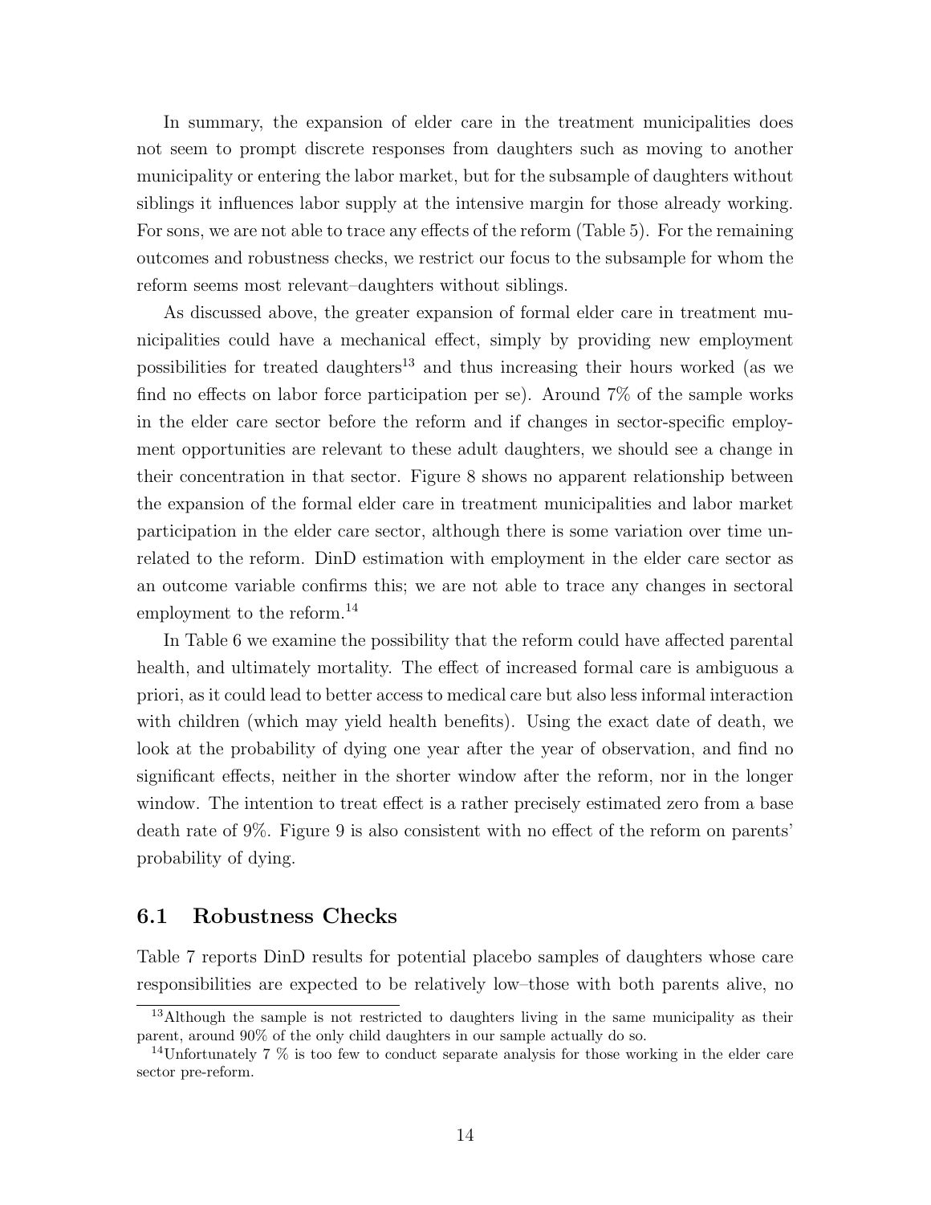In summary, the expansion of elder care in the treatment municipalities does not seem to prompt discrete responses from daughters such as moving to another municipality or entering the labor market, but for the subsample of daughters without siblings it influences labor supply at the intensive margin for those already working. For sons, we are not able to trace any effects of the reform (Table 5). For the remaining outcomes and robustness checks, we restrict our focus to the subsample for whom the reform seems most relevant–daughters without siblings.

As discussed above, the greater expansion of formal elder care in treatment municipalities could have a mechanical effect, simply by providing new employment possibilities for treated daughters[13] and thus increasing their hours worked (as we find no effects on labor force participation per se). Around 7% of the sample works in the elder care sector before the reform and if changes in sector-specific employment opportunities are relevant to these adult daughters, we should see a change in their concentration in that sector. Figure 8 shows no apparent relationship between the expansion of the formal elder care in treatment municipalities and labor market participation in the elder care sector, although there is some variation over time unrelated to the reform. DinD estimation with employment in the elder care sector as an outcome variable confirms this; we are not able to trace any changes in sectoral employment to the reform.[14]

In Table 6 we examine the possibility that the reform could have affected parental health, and ultimately mortality. The effect of increased formal care is ambiguous a priori, as it could lead to better access to medical care but also less informal interaction with children (which may yield health benefits). Using the exact date of death, we look at the probability of dying one year after the year of observation, and find no significant effects, neither in the shorter window after the reform, nor in the longer window. The intention to treat effect is a rather precisely estimated zero from a base death rate of 9%. Figure 9 is also consistent with no effect of the reform on parents' probability of dying.

## 6.1 Robustness Checks

Table 7 reports DinD results for potential placebo samples of daughters whose care responsibilities are expected to be relatively low–those with both parents alive, no

[13] Although the sample is not restricted to daughters living in the same municipality as their parent, around 90% of the only child daughters in our sample actually do so.

[14] Unfortunately 7 % is too few to conduct separate analysis for those working in the elder care sector pre-reform.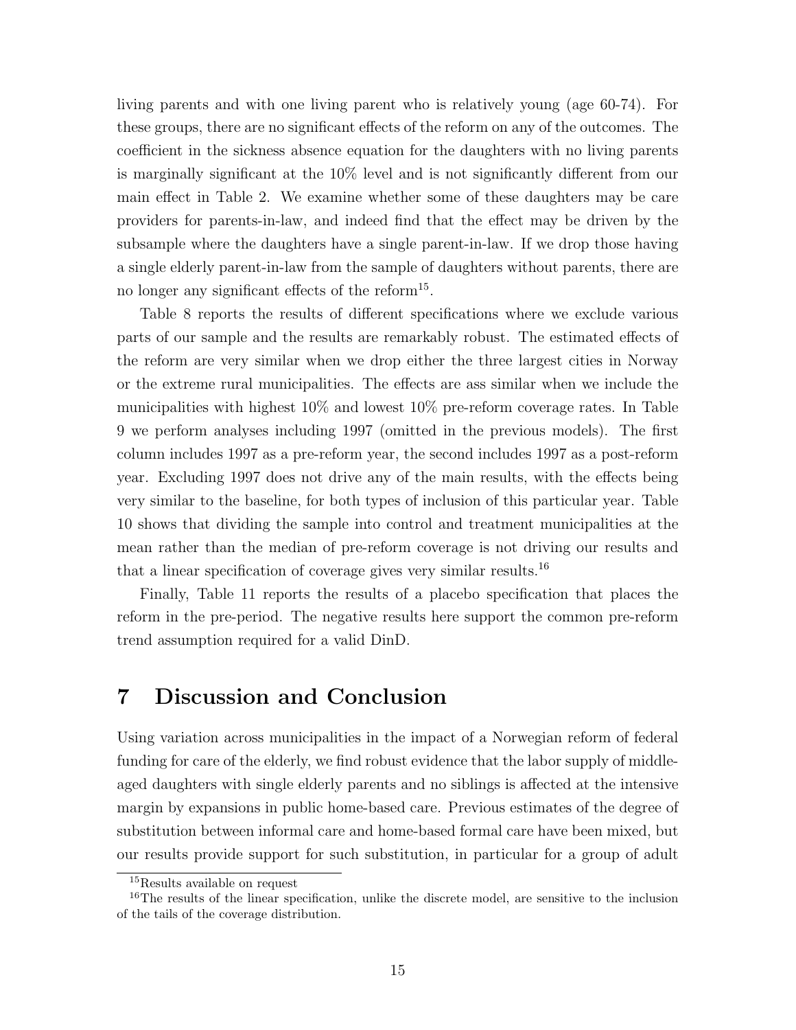living parents and with one living parent who is relatively young (age 60-74). For these groups, there are no significant effects of the reform on any of the outcomes. The coefficient in the sickness absence equation for the daughters with no living parents is marginally significant at the 10% level and is not significantly different from our main effect in Table 2. We examine whether some of these daughters may be care providers for parents-in-law, and indeed find that the effect may be driven by the subsample where the daughters have a single parent-in-law. If we drop those having a single elderly parent-in-law from the sample of daughters without parents, there are no longer any significant effects of the reform[15].

Table 8 reports the results of different specifications where we exclude various parts of our sample and the results are remarkably robust. The estimated effects of the reform are very similar when we drop either the three largest cities in Norway or the extreme rural municipalities. The effects are ass similar when we include the municipalities with highest 10% and lowest 10% pre-reform coverage rates. In Table 9 we perform analyses including 1997 (omitted in the previous models). The first column includes 1997 as a pre-reform year, the second includes 1997 as a post-reform year. Excluding 1997 does not drive any of the main results, with the effects being very similar to the baseline, for both types of inclusion of this particular year. Table 10 shows that dividing the sample into control and treatment municipalities at the mean rather than the median of pre-reform coverage is not driving our results and that a linear specification of coverage gives very similar results.[16]

Finally, Table 11 reports the results of a placebo specification that places the reform in the pre-period. The negative results here support the common pre-reform trend assumption required for a valid DinD.

# 7 Discussion and Conclusion

Using variation across municipalities in the impact of a Norwegian reform of federal funding for care of the elderly, we find robust evidence that the labor supply of middle-aged daughters with single elderly parents and no siblings is affected at the intensive margin by expansions in public home-based care. Previous estimates of the degree of substitution between informal care and home-based formal care have been mixed, but our results provide support for such substitution, in particular for a group of adult

[15] Results available on request

[16] The results of the linear specification, unlike the discrete model, are sensitive to the inclusion of the tails of the coverage distribution.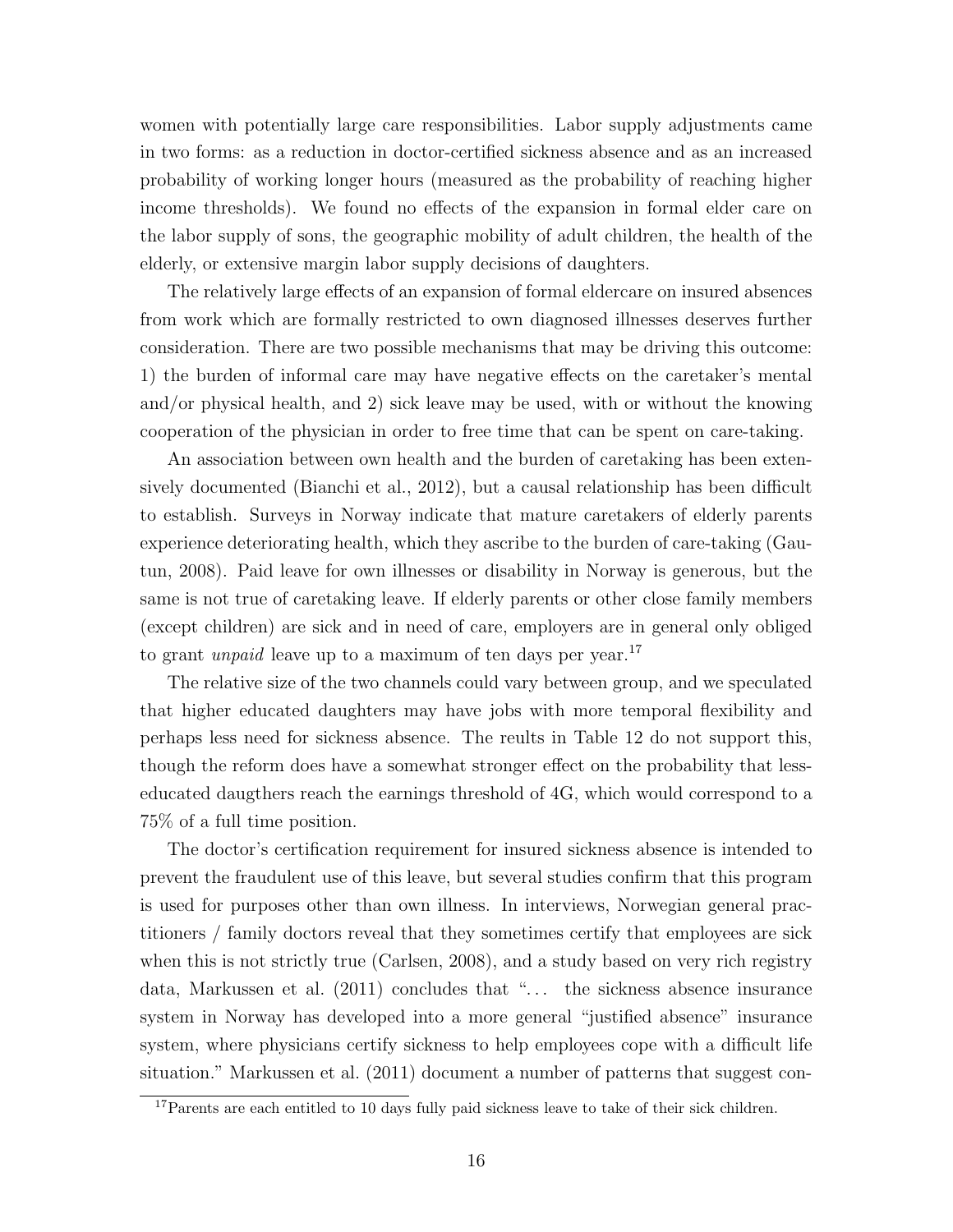women with potentially large care responsibilities. Labor supply adjustments came in two forms: as a reduction in doctor-certified sickness absence and as an increased probability of working longer hours (measured as the probability of reaching higher income thresholds). We found no effects of the expansion in formal elder care on the labor supply of sons, the geographic mobility of adult children, the health of the elderly, or extensive margin labor supply decisions of daughters.

The relatively large effects of an expansion of formal eldercare on insured absences from work which are formally restricted to own diagnosed illnesses deserves further consideration. There are two possible mechanisms that may be driving this outcome: 1) the burden of informal care may have negative effects on the caretaker's mental and/or physical health, and 2) sick leave may be used, with or without the knowing cooperation of the physician in order to free time that can be spent on care-taking.

An association between own health and the burden of caretaking has been extensively documented (Bianchi et al., 2012), but a causal relationship has been difficult to establish. Surveys in Norway indicate that mature caretakers of elderly parents experience deteriorating health, which they ascribe to the burden of care-taking (Gautun, 2008). Paid leave for own illnesses or disability in Norway is generous, but the same is not true of caretaking leave. If elderly parents or other close family members (except children) are sick and in need of care, employers are in general only obliged to grant *unpaid* leave up to a maximum of ten days per year.[17]

The relative size of the two channels could vary between group, and we speculated that higher educated daughters may have jobs with more temporal flexibility and perhaps less need for sickness absence. The reults in Table 12 do not support this, though the reform does have a somewhat stronger effect on the probability that less-educated daugthers reach the earnings threshold of 4G, which would correspond to a 75% of a full time position.

The doctor's certification requirement for insured sickness absence is intended to prevent the fraudulent use of this leave, but several studies confirm that this program is used for purposes other than own illness. In interviews, Norwegian general practitioners / family doctors reveal that they sometimes certify that employees are sick when this is not strictly true (Carlsen, 2008), and a study based on very rich registry data, Markussen et al. (2011) concludes that "... the sickness absence insurance system in Norway has developed into a more general "justified absence" insurance system, where physicians certify sickness to help employees cope with a difficult life situation." Markussen et al. (2011) document a number of patterns that suggest con-

[17]Parents are each entitled to 10 days fully paid sickness leave to take of their sick children.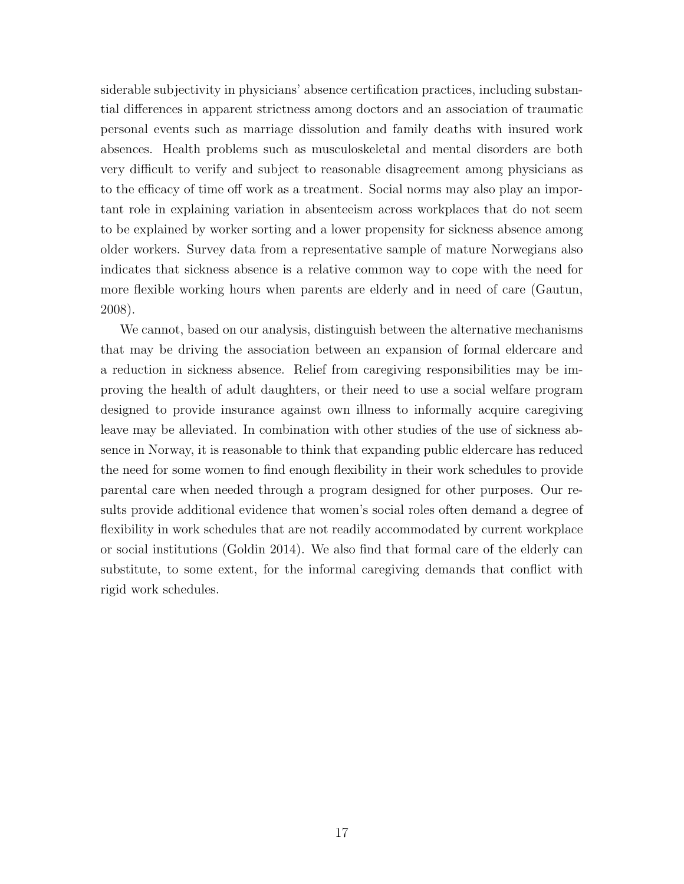siderable subjectivity in physicians' absence certification practices, including substantial differences in apparent strictness among doctors and an association of traumatic personal events such as marriage dissolution and family deaths with insured work absences. Health problems such as musculoskeletal and mental disorders are both very difficult to verify and subject to reasonable disagreement among physicians as to the efficacy of time off work as a treatment. Social norms may also play an important role in explaining variation in absenteeism across workplaces that do not seem to be explained by worker sorting and a lower propensity for sickness absence among older workers. Survey data from a representative sample of mature Norwegians also indicates that sickness absence is a relative common way to cope with the need for more flexible working hours when parents are elderly and in need of care (Gautun, 2008).

We cannot, based on our analysis, distinguish between the alternative mechanisms that may be driving the association between an expansion of formal eldercare and a reduction in sickness absence. Relief from caregiving responsibilities may be improving the health of adult daughters, or their need to use a social welfare program designed to provide insurance against own illness to informally acquire caregiving leave may be alleviated. In combination with other studies of the use of sickness absence in Norway, it is reasonable to think that expanding public eldercare has reduced the need for some women to find enough flexibility in their work schedules to provide parental care when needed through a program designed for other purposes. Our results provide additional evidence that women's social roles often demand a degree of flexibility in work schedules that are not readily accommodated by current workplace or social institutions (Goldin 2014). We also find that formal care of the elderly can substitute, to some extent, for the informal caregiving demands that conflict with rigid work schedules.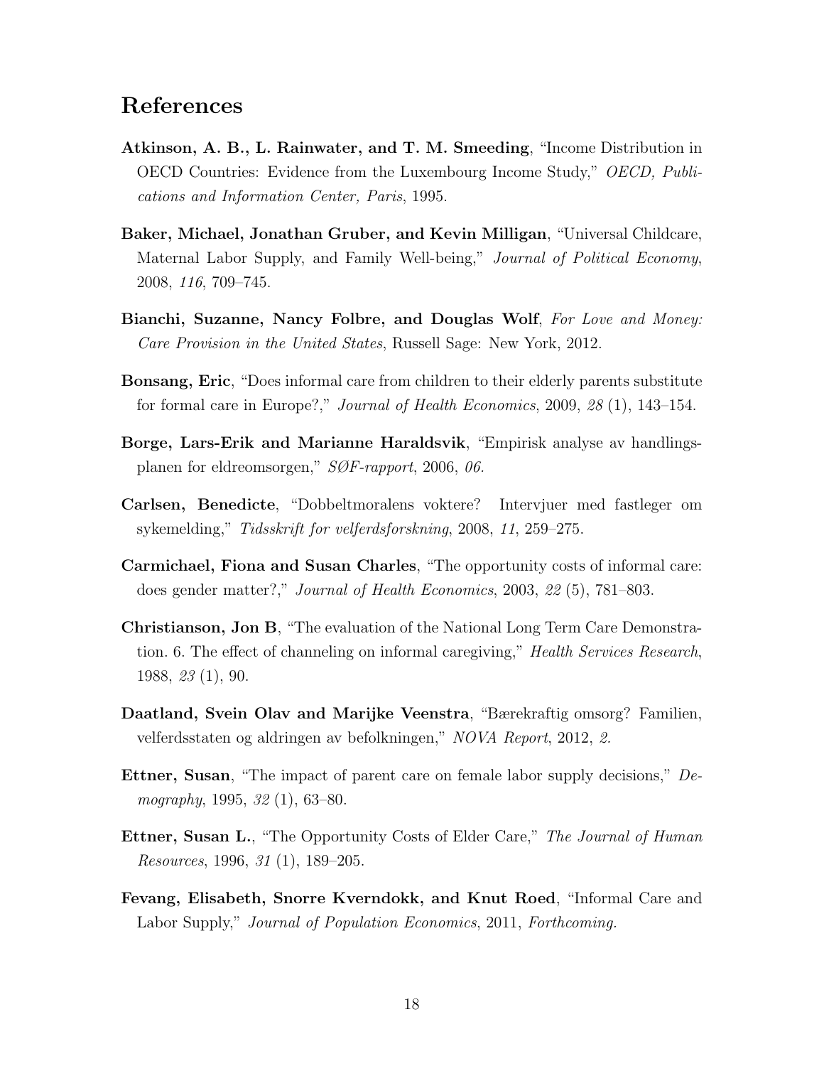# References

**Atkinson, A. B., L. Rainwater, and T. M. Smeeding**, "Income Distribution in OECD Countries: Evidence from the Luxembourg Income Study," *OECD, Publications and Information Center, Paris*, 1995.

**Baker, Michael, Jonathan Gruber, and Kevin Milligan**, "Universal Childcare, Maternal Labor Supply, and Family Well-being," *Journal of Political Economy*, 2008, *116*, 709–745.

**Bianchi, Suzanne, Nancy Folbre, and Douglas Wolf**, *For Love and Money: Care Provision in the United States*, Russell Sage: New York, 2012.

**Bonsang, Eric**, "Does informal care from children to their elderly parents substitute for formal care in Europe?," *Journal of Health Economics*, 2009, *28* (1), 143–154.

**Borge, Lars-Erik and Marianne Haraldsvik**, "Empirisk analyse av handlingsplanen for eldreomsorgen," *SØF-rapport*, 2006, *06.*

**Carlsen, Benedicte**, "Dobbeltmoralens voktere? Intervjuer med fastleger om sykemelding," *Tidsskrift for velferdsforskning*, 2008, *11*, 259–275.

**Carmichael, Fiona and Susan Charles**, "The opportunity costs of informal care: does gender matter?," *Journal of Health Economics*, 2003, *22* (5), 781–803.

**Christianson, Jon B**, "The evaluation of the National Long Term Care Demonstration. 6. The effect of channeling on informal caregiving," *Health Services Research*, 1988, *23* (1), 90.

**Daatland, Svein Olav and Marijke Veenstra**, "Bærekraftig omsorg? Familien, velferdsstaten og aldringen av befolkningen," *NOVA Report*, 2012, *2.*

**Ettner, Susan**, "The impact of parent care on female labor supply decisions," *Demography*, 1995, *32* (1), 63–80.

**Ettner, Susan L.**, "The Opportunity Costs of Elder Care," *The Journal of Human Resources*, 1996, *31* (1), 189–205.

**Fevang, Elisabeth, Snorre Kverndokk, and Knut Roed**, "Informal Care and Labor Supply," *Journal of Population Economics*, 2011, *Forthcoming.*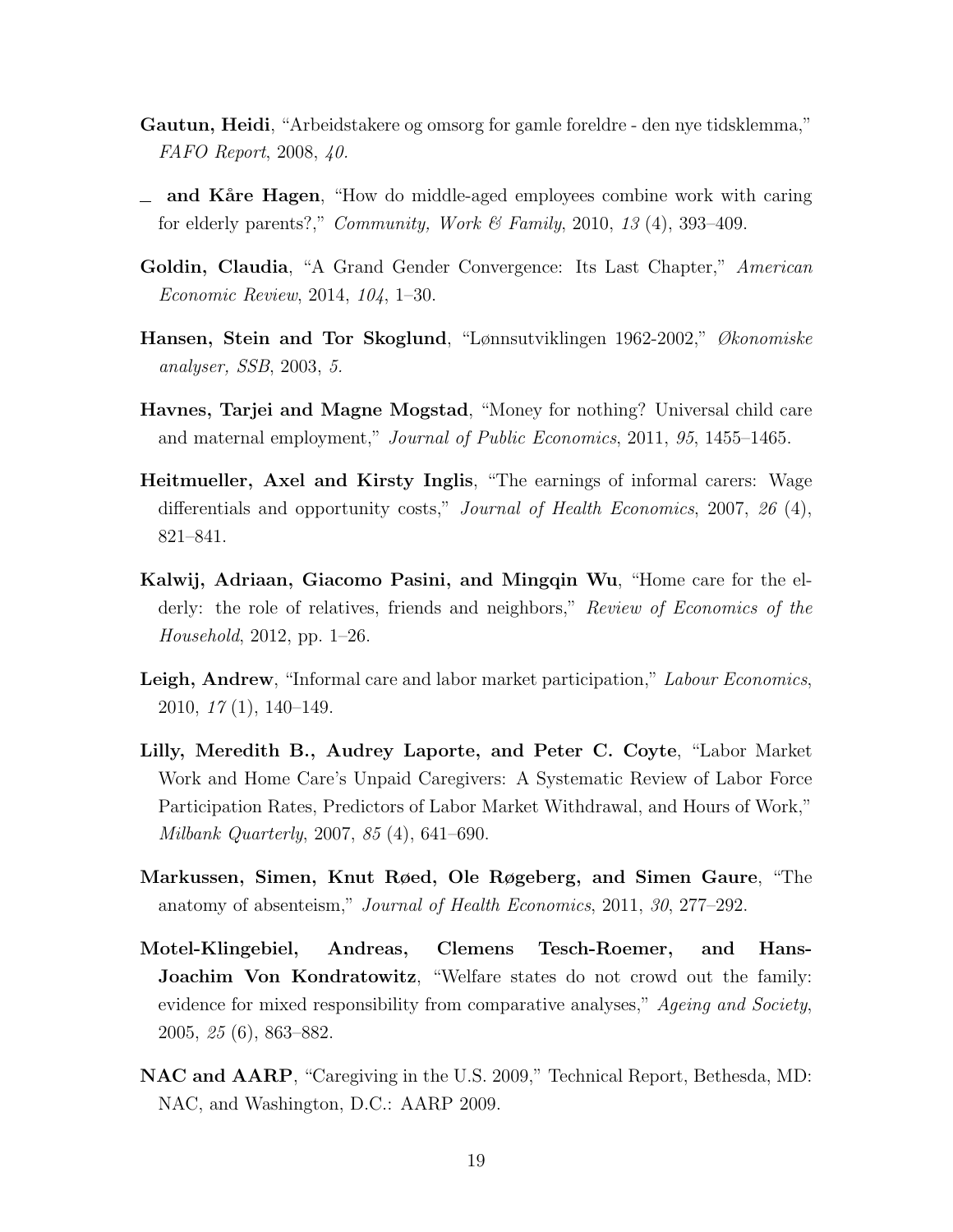**Gautun, Heidi**, "Arbeidstakere og omsorg for gamle foreldre - den nye tidsklemma," *FAFO Report*, 2008, *40.*

_ **and Kåre Hagen**, "How do middle-aged employees combine work with caring for elderly parents?," *Community, Work & Family*, 2010, *13* (4), 393–409.

**Goldin, Claudia**, "A Grand Gender Convergence: Its Last Chapter," *American Economic Review*, 2014, *104*, 1–30.

**Hansen, Stein and Tor Skoglund**, "Lønnsutviklingen 1962-2002," *Økonomiske analyser, SSB*, 2003, *5.*

**Havnes, Tarjei and Magne Mogstad**, "Money for nothing? Universal child care and maternal employment," *Journal of Public Economics*, 2011, *95*, 1455–1465.

**Heitmueller, Axel and Kirsty Inglis**, "The earnings of informal carers: Wage differentials and opportunity costs," *Journal of Health Economics*, 2007, *26* (4), 821–841.

**Kalwij, Adriaan, Giacomo Pasini, and Mingqin Wu**, "Home care for the elderly: the role of relatives, friends and neighbors," *Review of Economics of the Household*, 2012, pp. 1–26.

**Leigh, Andrew**, "Informal care and labor market participation," *Labour Economics*, 2010, *17* (1), 140–149.

**Lilly, Meredith B., Audrey Laporte, and Peter C. Coyte**, "Labor Market Work and Home Care's Unpaid Caregivers: A Systematic Review of Labor Force Participation Rates, Predictors of Labor Market Withdrawal, and Hours of Work," *Milbank Quarterly*, 2007, *85* (4), 641–690.

**Markussen, Simen, Knut Røed, Ole Røgeberg, and Simen Gaure**, "The anatomy of absenteeism," *Journal of Health Economics*, 2011, *30*, 277–292.

**Motel-Klingebiel, Andreas, Clemens Tesch-Roemer, and Hans-Joachim Von Kondratowitz**, "Welfare states do not crowd out the family: evidence for mixed responsibility from comparative analyses," *Ageing and Society*, 2005, *25* (6), 863–882.

**NAC and AARP**, "Caregiving in the U.S. 2009," Technical Report, Bethesda, MD: NAC, and Washington, D.C.: AARP 2009.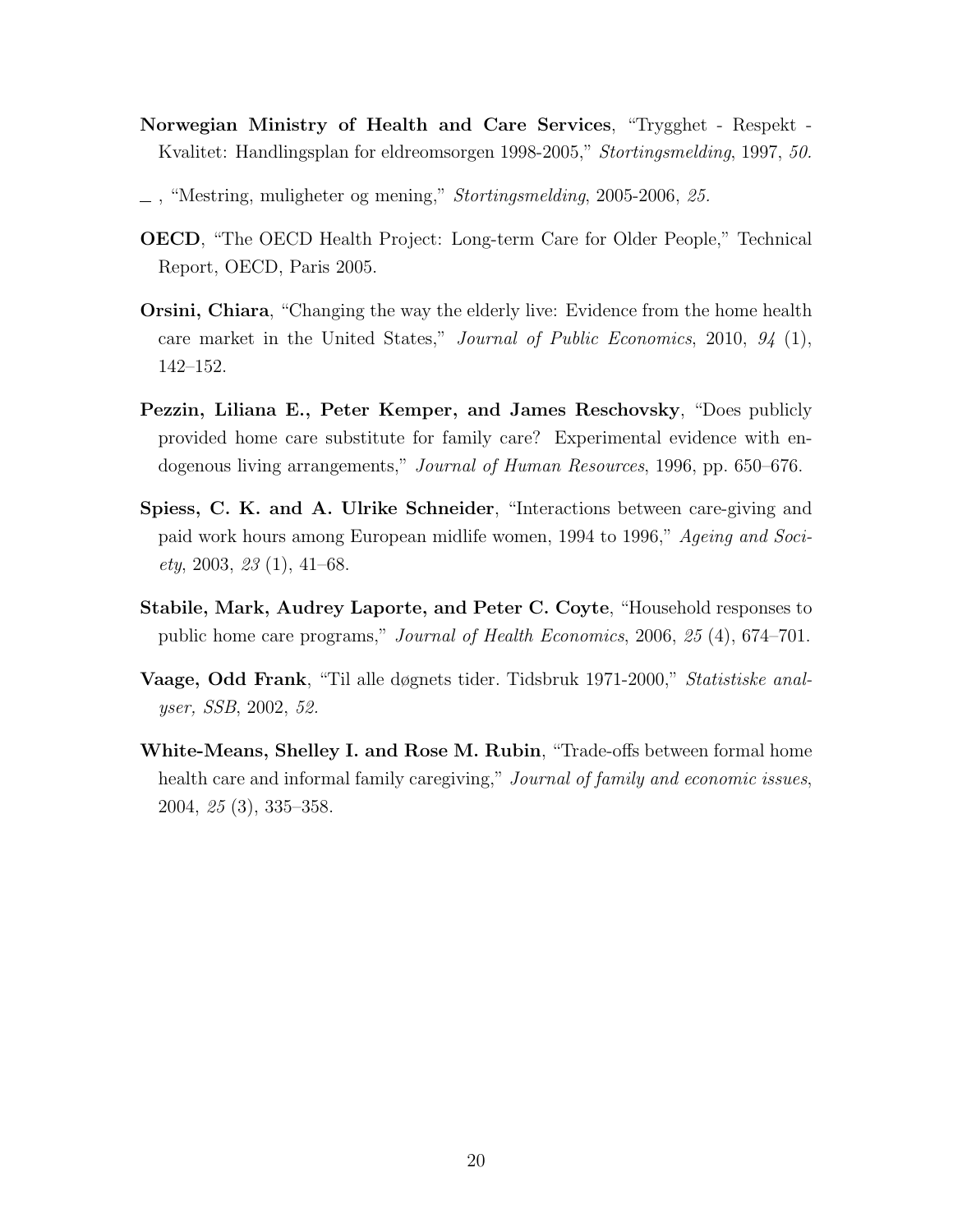**Norwegian Ministry of Health and Care Services**, "Trygghet - Respekt - Kvalitet: Handlingsplan for eldreomsorgen 1998-2005," *Stortingsmelding*, 1997, *50.*

_ , "Mestring, muligheter og mening," *Stortingsmelding*, 2005-2006, *25.*

**OECD**, "The OECD Health Project: Long-term Care for Older People," Technical Report, OECD, Paris 2005.

**Orsini, Chiara**, "Changing the way the elderly live: Evidence from the home health care market in the United States," *Journal of Public Economics*, 2010, *94* (1), 142–152.

**Pezzin, Liliana E., Peter Kemper, and James Reschovsky**, "Does publicly provided home care substitute for family care? Experimental evidence with endogenous living arrangements," *Journal of Human Resources*, 1996, pp. 650–676.

**Spiess, C. K. and A. Ulrike Schneider**, "Interactions between care-giving and paid work hours among European midlife women, 1994 to 1996," *Ageing and Society*, 2003, *23* (1), 41–68.

**Stabile, Mark, Audrey Laporte, and Peter C. Coyte**, "Household responses to public home care programs," *Journal of Health Economics*, 2006, *25* (4), 674–701.

**Vaage, Odd Frank**, "Til alle døgnets tider. Tidsbruk 1971-2000," *Statistiske analyser, SSB*, 2002, *52.*

**White-Means, Shelley I. and Rose M. Rubin**, "Trade-offs between formal home health care and informal family caregiving," *Journal of family and economic issues*, 2004, *25* (3), 335–358.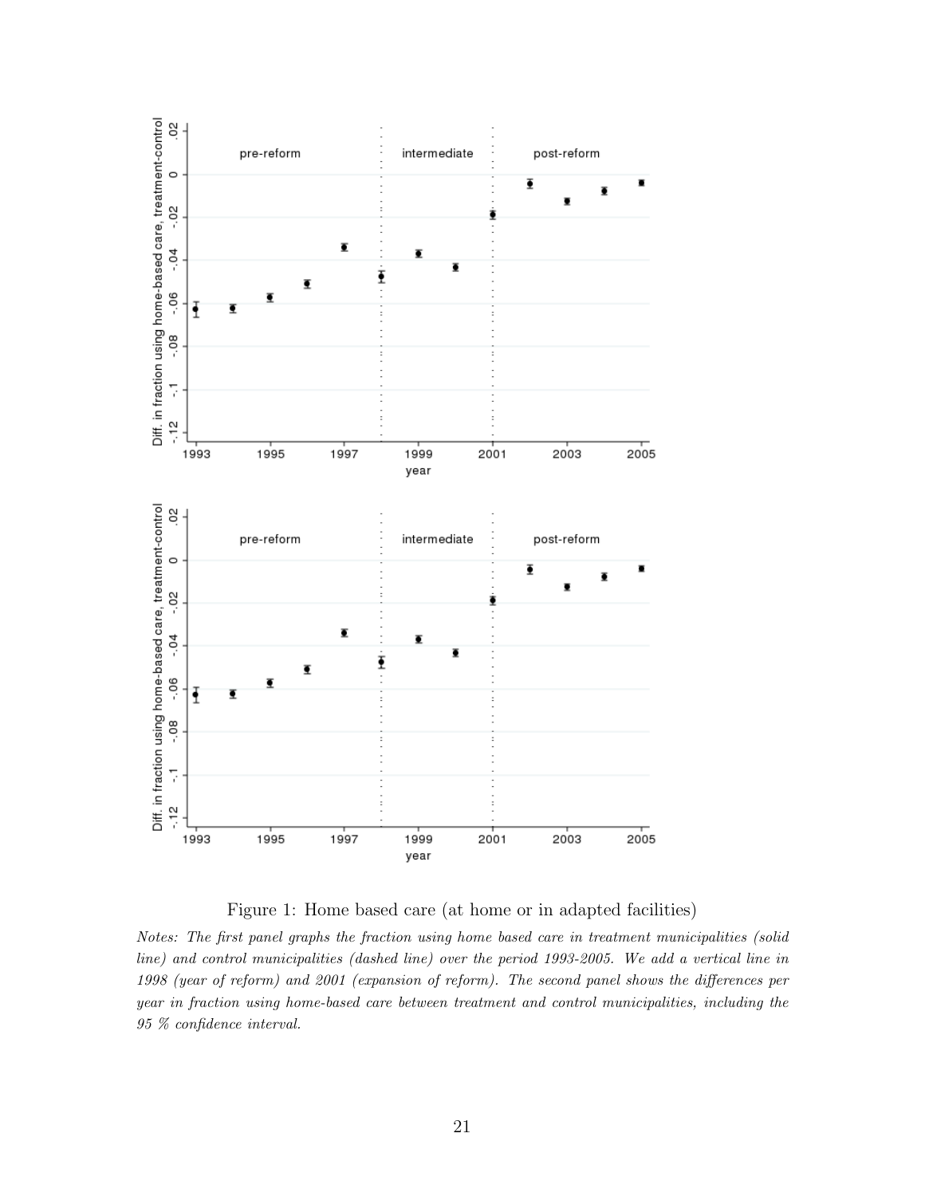Figure 1: Home based care (at home or in adapted facilities)

*Notes: The first panel graphs the fraction using home based care in treatment municipalities (solid line) and control municipalities (dashed line) over the period 1993-2005. We add a vertical line in 1998 (year of reform) and 2001 (expansion of reform). The second panel shows the differences per year in fraction using home-based care between treatment and control municipalities, including the 95 % confidence interval.*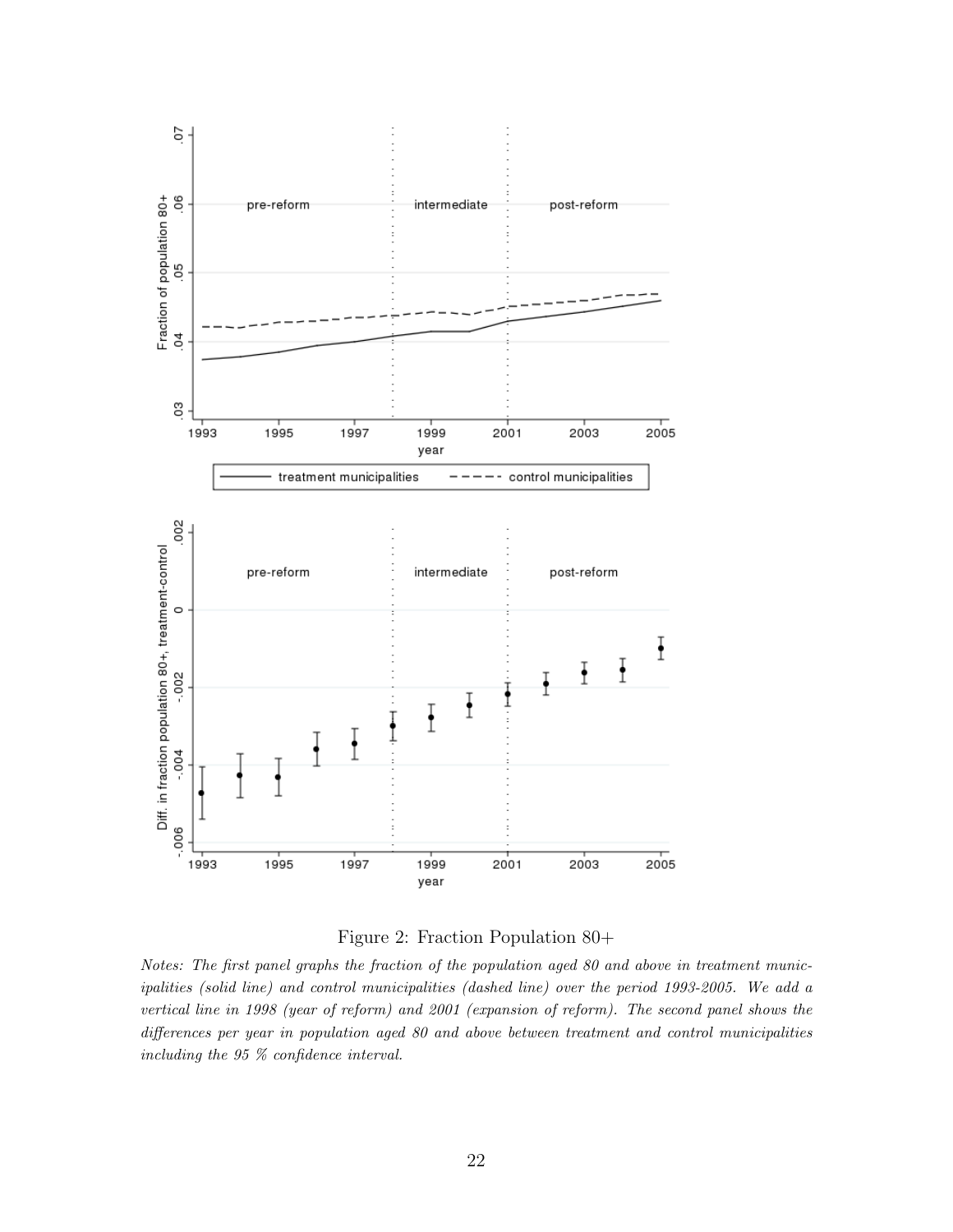Figure 2: Fraction Population 80+

*Notes: The first panel graphs the fraction of the population aged 80 and above in treatment municipalities (solid line) and control municipalities (dashed line) over the period 1993-2005. We add a vertical line in 1998 (year of reform) and 2001 (expansion of reform). The second panel shows the differences per year in population aged 80 and above between treatment and control municipalities including the 95 % confidence interval.*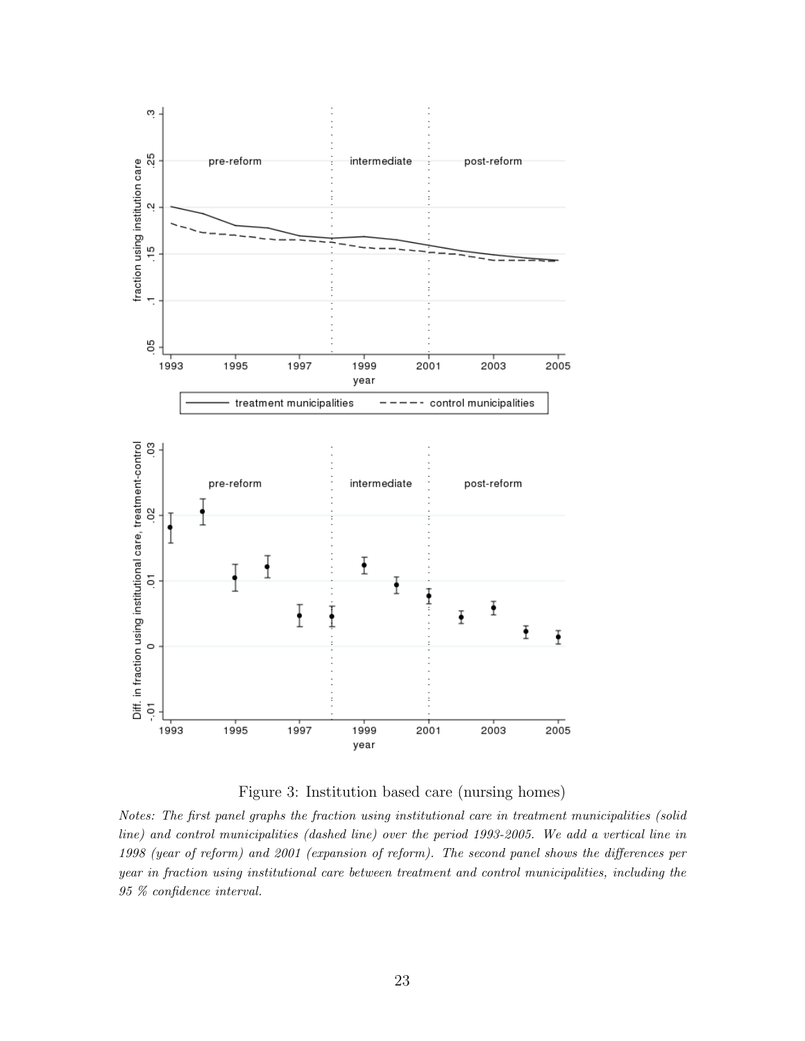Figure 3: Institution based care (nursing homes)

*Notes: The first panel graphs the fraction using institutional care in treatment municipalities (solid line) and control municipalities (dashed line) over the period 1993-2005. We add a vertical line in 1998 (year of reform) and 2001 (expansion of reform). The second panel shows the differences per year in fraction using institutional care between treatment and control municipalities, including the 95 % confidence interval.*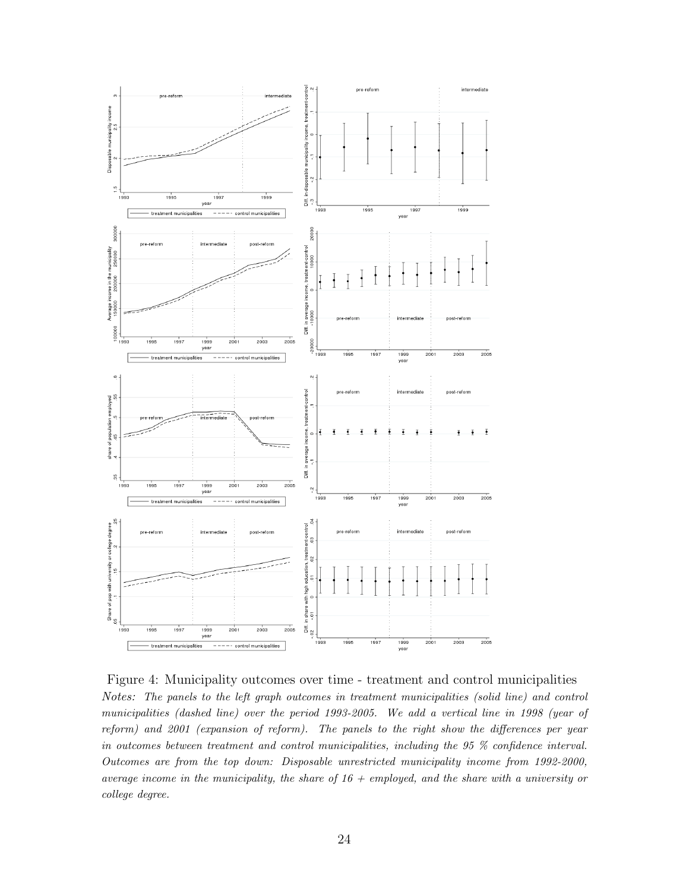Figure 4: Municipality outcomes over time - treatment and control municipalities

*Notes: The panels to the left graph outcomes in treatment municipalities (solid line) and control municipalities (dashed line) over the period 1993-2005. We add a vertical line in 1998 (year of reform) and 2001 (expansion of reform). The panels to the right show the differences per year in outcomes between treatment and control municipalities, including the 95 % confidence interval. Outcomes are from the top down: Disposable unrestricted municipality income from 1992-2000, average income in the municipality, the share of 16 + employed, and the share with a university or college degree.*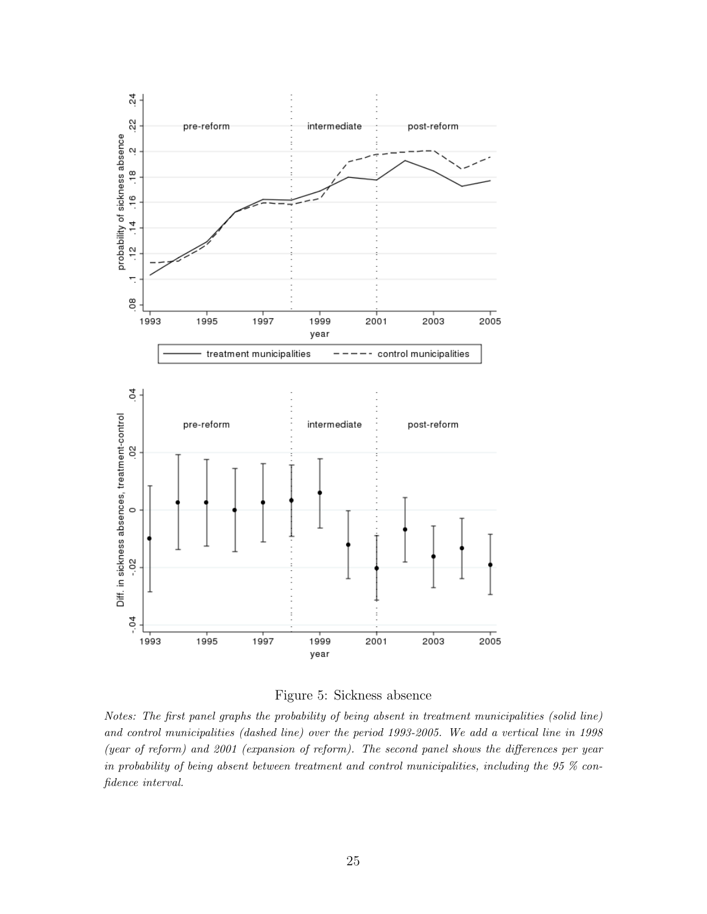Figure 5: Sickness absence

*Notes: The first panel graphs the probability of being absent in treatment municipalities (solid line) and control municipalities (dashed line) over the period 1993-2005. We add a vertical line in 1998 (year of reform) and 2001 (expansion of reform). The second panel shows the differences per year in probability of being absent between treatment and control municipalities, including the 95 % confidence interval.*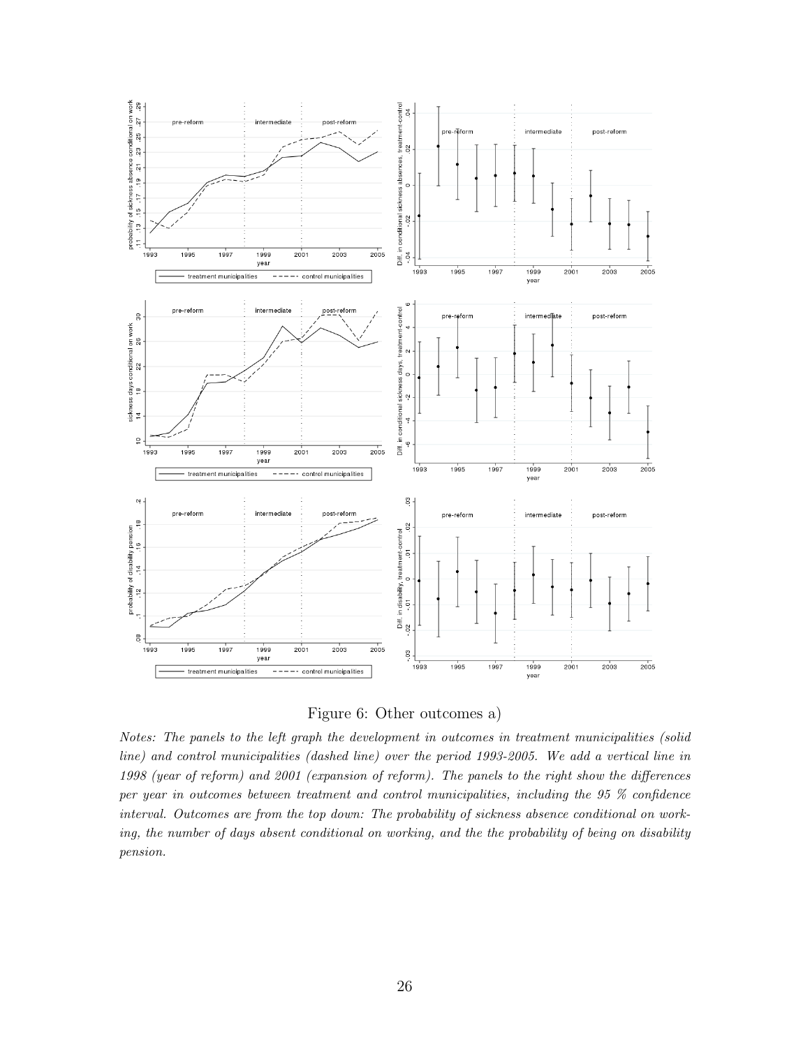Figure 6: Other outcomes a)

*Notes: The panels to the left graph the development in outcomes in treatment municipalities (solid line) and control municipalities (dashed line) over the period 1993-2005. We add a vertical line in 1998 (year of reform) and 2001 (expansion of reform). The panels to the right show the differences per year in outcomes between treatment and control municipalities, including the 95 % confidence interval. Outcomes are from the top down: The probability of sickness absence conditional on working, the number of days absent conditional on working, and the the probability of being on disability pension.*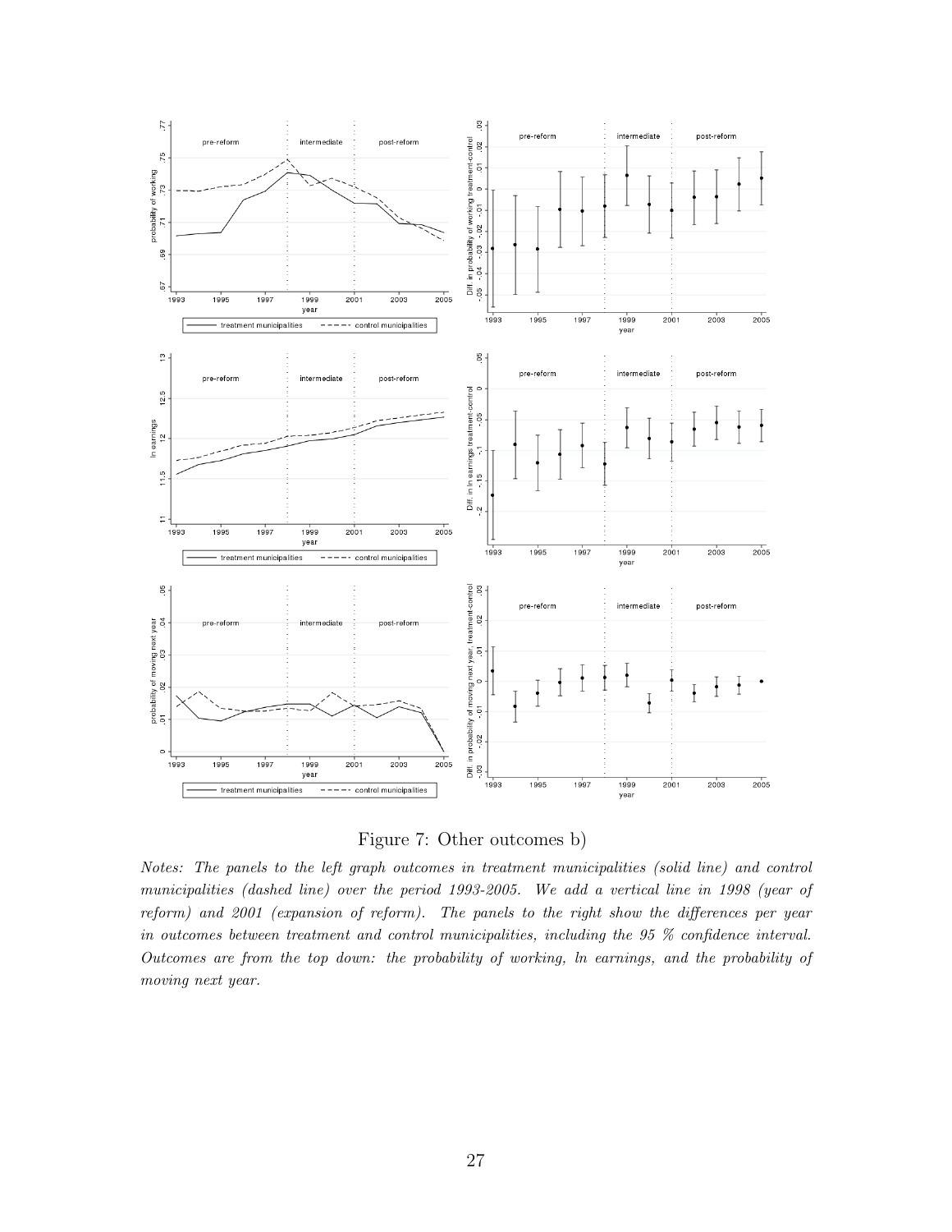Figure 7: Other outcomes b)

*Notes: The panels to the left graph outcomes in treatment municipalities (solid line) and control municipalities (dashed line) over the period 1993-2005. We add a vertical line in 1998 (year of reform) and 2001 (expansion of reform). The panels to the right show the differences per year in outcomes between treatment and control municipalities, including the 95 % confidence interval. Outcomes are from the top down: the probability of working, ln earnings, and the probability of moving next year.*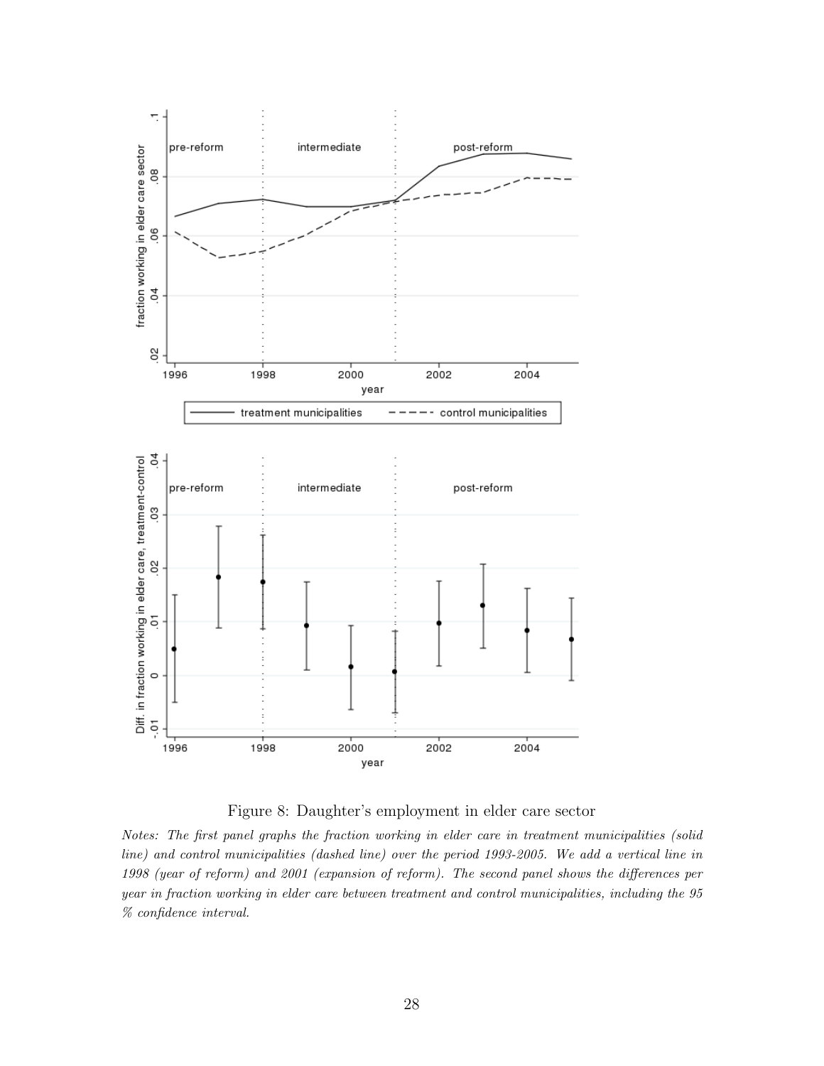Figure 8: Daughter's employment in elder care sector

*Notes: The first panel graphs the fraction working in elder care in treatment municipalities (solid line) and control municipalities (dashed line) over the period 1993-2005. We add a vertical line in 1998 (year of reform) and 2001 (expansion of reform). The second panel shows the differences per year in fraction working in elder care between treatment and control municipalities, including the 95 % confidence interval.*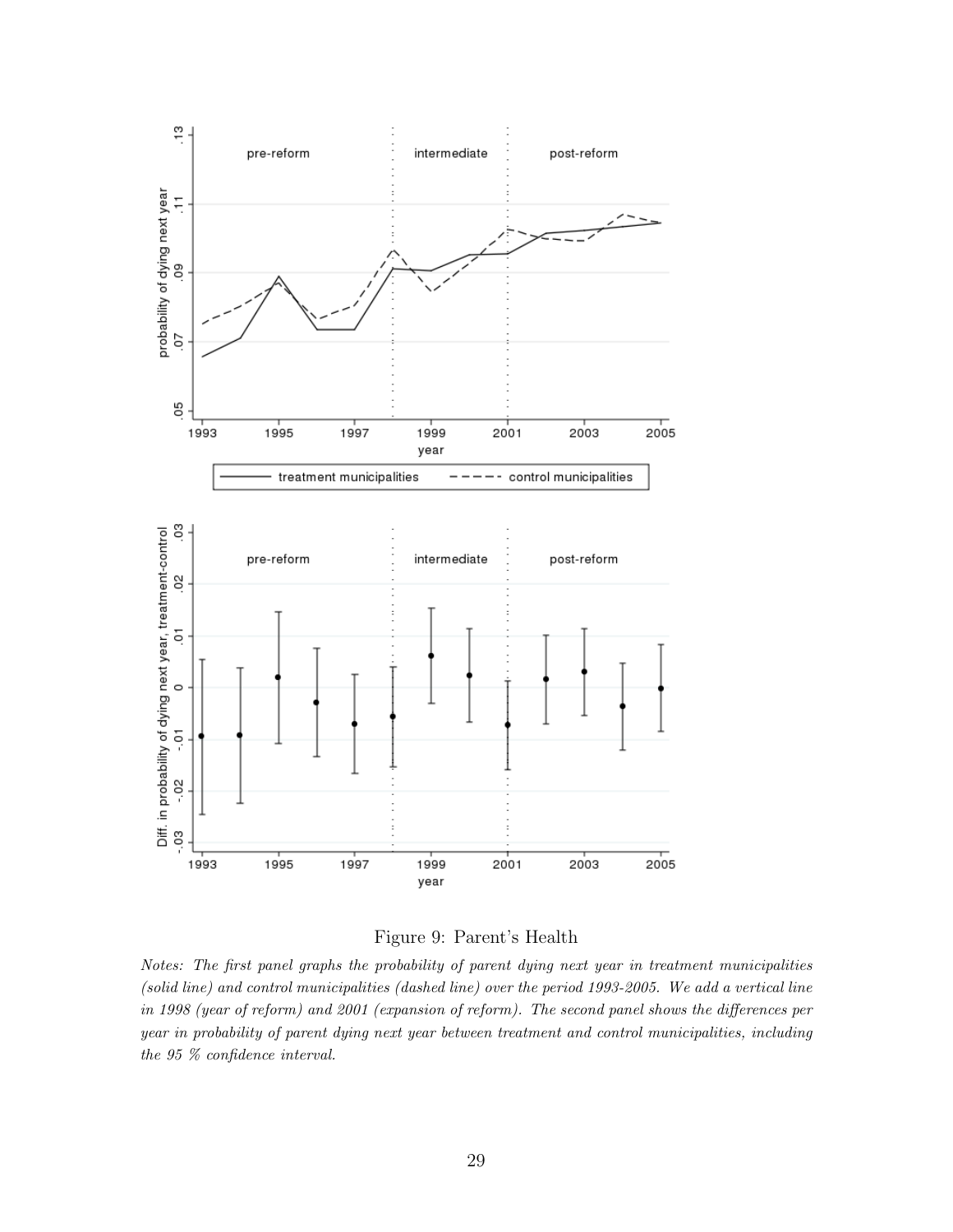Figure 9: Parent's Health

*Notes: The first panel graphs the probability of parent dying next year in treatment municipalities (solid line) and control municipalities (dashed line) over the period 1993-2005. We add a vertical line in 1998 (year of reform) and 2001 (expansion of reform). The second panel shows the differences per year in probability of parent dying next year between treatment and control municipalities, including the 95 % confidence interval.*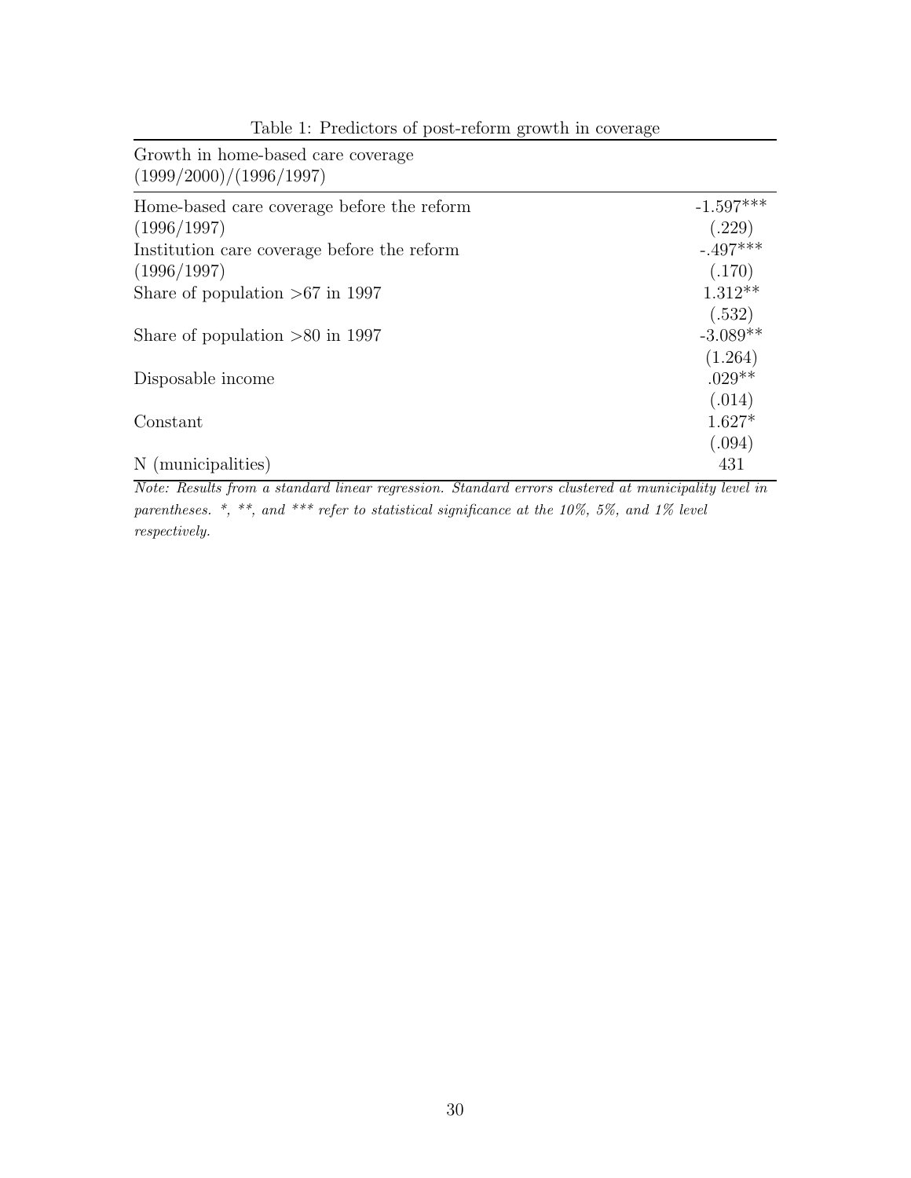Table 1: Predictors of post-reform growth in coverage

| Growth in home-based care coverage (1999/2000)/(1996/1997) | |
|---|---|
| Home-based care coverage before the reform (1996/1997) | -1.597*** |
| | (.229) |
| Institution care coverage before the reform (1996/1997) | -.497*** |
| | (.170) |
| Share of population >67 in 1997 | 1.312** |
| | (.532) |
| Share of population >80 in 1997 | -3.089** |
| | (1.264) |
| Disposable income | .029** |
| | (.014) |
| Constant | 1.627* |
| | (.094) |
| N (municipalities) | 431 |

*Note: Results from a standard linear regression. Standard errors clustered at municipality level in parentheses. *, **, and *** refer to statistical significance at the 10%, 5%, and 1% level respectively.*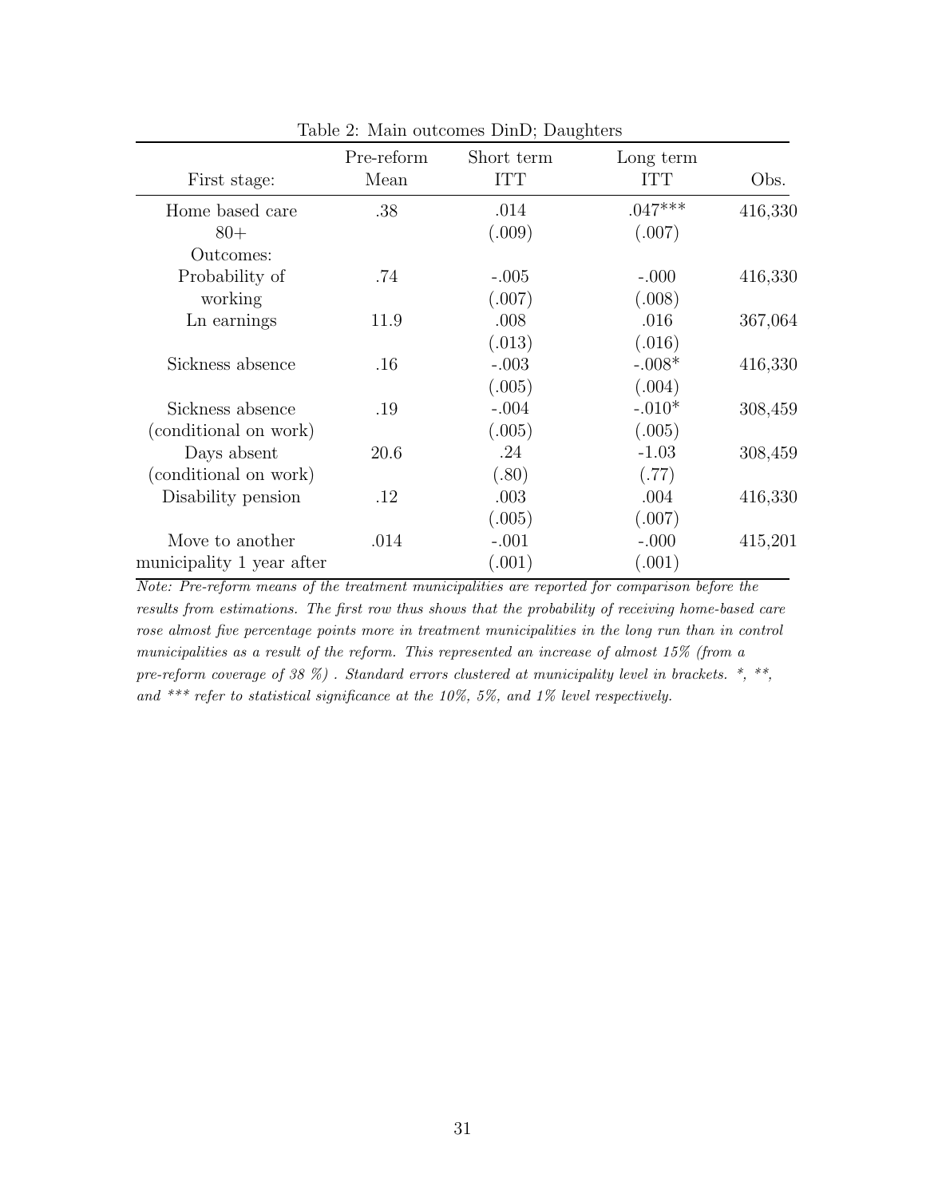Table 2: Main outcomes DinD; Daughters

| First stage: | Pre-reform Mean | Short term ITT | Long term ITT | Obs. |
|---|---|---|---|---|
| Home based care 80+ | .38 | .014 (.009) | .047*** (.007) | 416,330 |
| Outcomes: | | | | |
| Probability of working | .74 | -.005 (.007) | -.000 (.008) | 416,330 |
| Ln earnings | 11.9 | .008 (.013) | .016 (.016) | 367,064 |
| Sickness absence | .16 | -.003 (.005) | -.008* (.004) | 416,330 |
| Sickness absence (conditional on work) | .19 | -.004 (.005) | -.010* (.005) | 308,459 |
| Days absent (conditional on work) | 20.6 | .24 (.80) | -1.03 (.77) | 308,459 |
| Disability pension | .12 | .003 (.005) | .004 (.007) | 416,330 |
| Move to another municipality 1 year after | .014 | -.001 (.001) | -.000 (.001) | 415,201 |

*Note: Pre-reform means of the treatment municipalities are reported for comparison before the results from estimations. The first row thus shows that the probability of receiving home-based care rose almost five percentage points more in treatment municipalities in the long run than in control municipalities as a result of the reform. This represented an increase of almost 15% (from a pre-reform coverage of 38 %) . Standard errors clustered at municipality level in brackets. *, **, and *** refer to statistical significance at the 10%, 5%, and 1% level respectively.*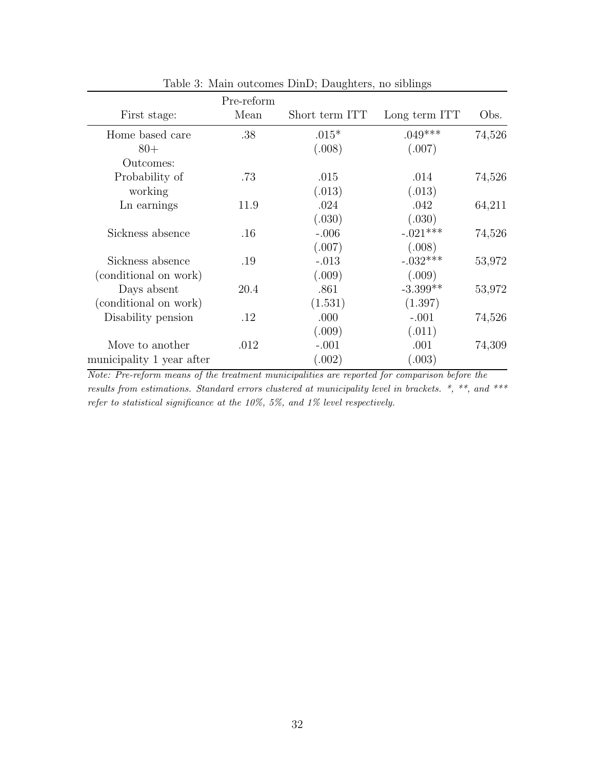Table 3: Main outcomes DinD; Daughters, no siblings

| First stage: | Pre-reform Mean | Short term ITT | Long term ITT | Obs. |
|---|---|---|---|---|
| Home based care 80+ | .38 | .015* | .049*** | 74,526 |
| | | (.008) | (.007) | |
| Outcomes: | | | | |
| Probability of working | .73 | .015 | .014 | 74,526 |
| | | (.013) | (.013) | |
| Ln earnings | 11.9 | .024 | .042 | 64,211 |
| | | (.030) | (.030) | |
| Sickness absence | .16 | -.006 | -.021*** | 74,526 |
| | | (.007) | (.008) | |
| Sickness absence (conditional on work) | .19 | -.013 | -.032*** | 53,972 |
| | | (.009) | (.009) | |
| Days absent (conditional on work) | 20.4 | .861 | -3.399** | 53,972 |
| | | (1.531) | (1.397) | |
| Disability pension | .12 | .000 | -.001 | 74,526 |
| | | (.009) | (.011) | |
| Move to another municipality 1 year after | .012 | -.001 | .001 | 74,309 |
| | | (.002) | (.003) | |

*Note: Pre-reform means of the treatment municipalities are reported for comparison before the results from estimations. Standard errors clustered at municipality level in brackets. *, **, and *** refer to statistical significance at the 10%, 5%, and 1% level respectively.*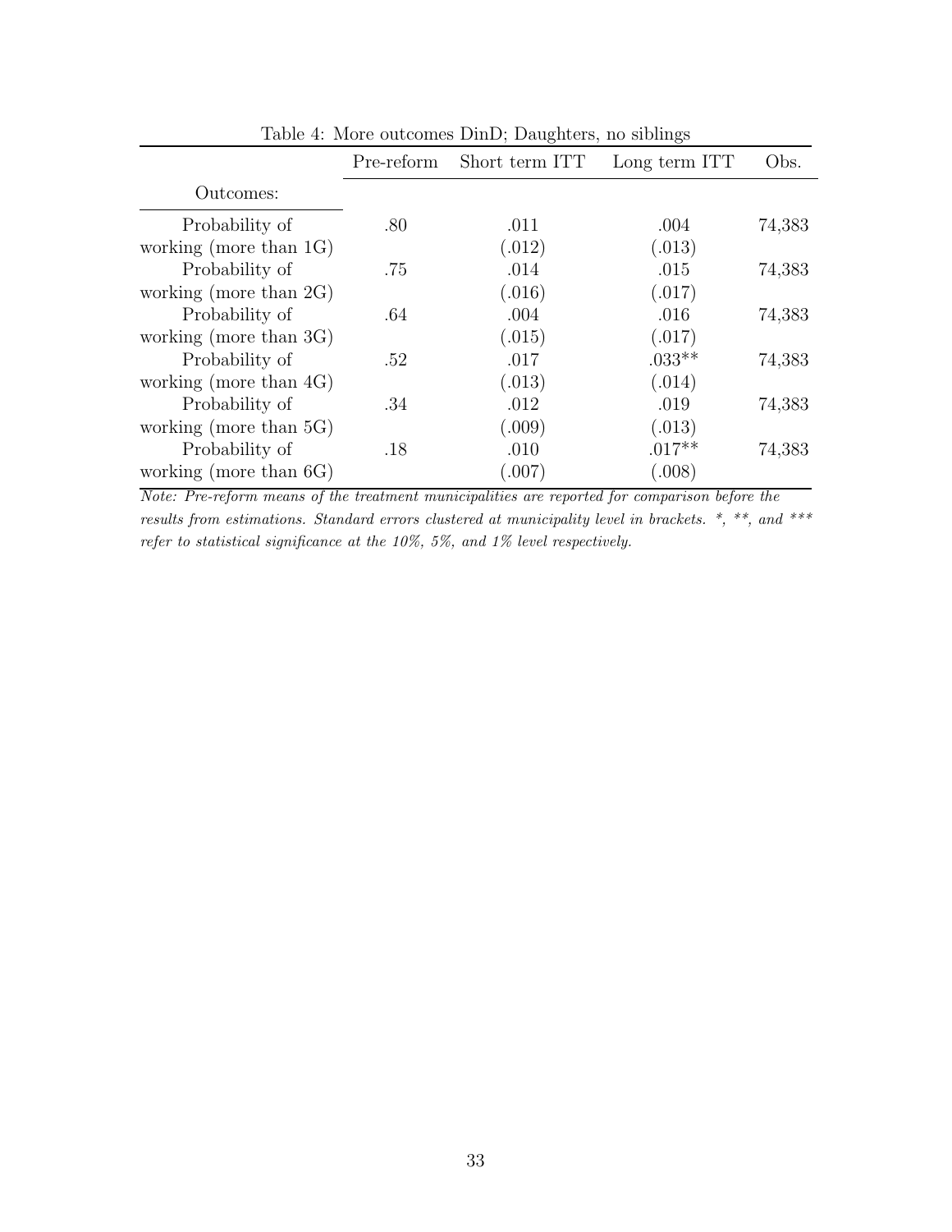Table 4: More outcomes DinD; Daughters, no siblings

| Outcomes: | Pre-reform | Short term ITT | Long term ITT | Obs. |
|---|---|---|---|---|
| Probability of working (more than 1G) | .80 | .011 | .004 | 74,383 |
| | | (.012) | (.013) | |
| Probability of working (more than 2G) | .75 | .014 | .015 | 74,383 |
| | | (.016) | (.017) | |
| Probability of working (more than 3G) | .64 | .004 | .016 | 74,383 |
| | | (.015) | (.017) | |
| Probability of working (more than 4G) | .52 | .017 | .033** | 74,383 |
| | | (.013) | (.014) | |
| Probability of working (more than 5G) | .34 | .012 | .019 | 74,383 |
| | | (.009) | (.013) | |
| Probability of working (more than 6G) | .18 | .010 | .017** | 74,383 |
| | | (.007) | (.008) | |

*Note: Pre-reform means of the treatment municipalities are reported for comparison before the results from estimations. Standard errors clustered at municipality level in brackets. *, **, and *** refer to statistical significance at the 10%, 5%, and 1% level respectively.*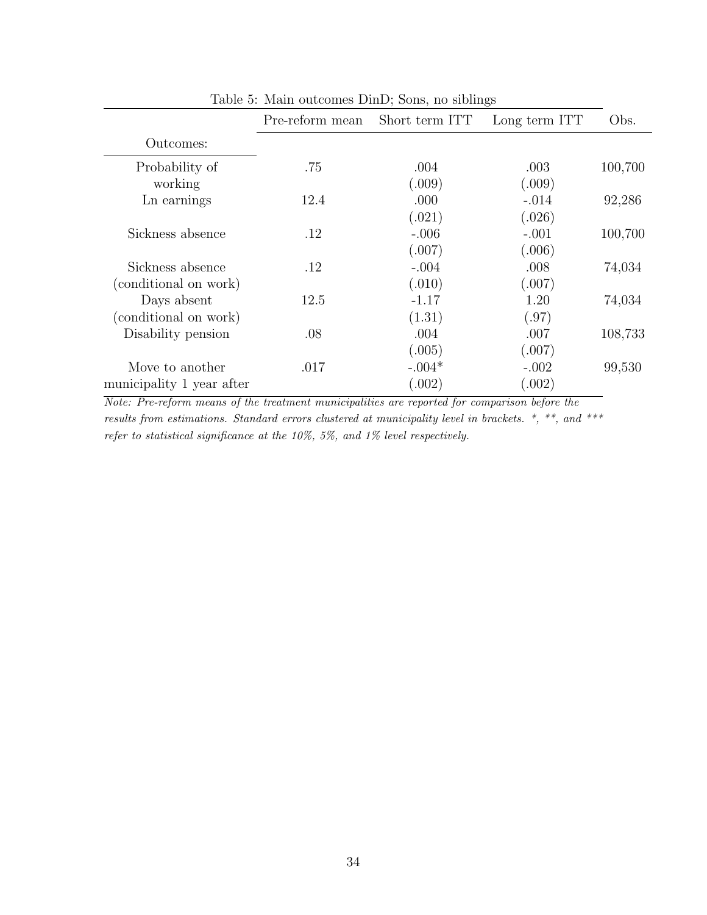Table 5: Main outcomes DinD; Sons, no siblings

| Outcomes: | Pre-reform mean | Short term ITT | Long term ITT | Obs. |
|---|---|---|---|---|
| Probability of working | .75 | .004 | .003 | 100,700 |
| | | (.009) | (.009) | |
| Ln earnings | 12.4 | .000 | -.014 | 92,286 |
| | | (.021) | (.026) | |
| Sickness absence | .12 | -.006 | -.001 | 100,700 |
| | | (.007) | (.006) | |
| Sickness absence (conditional on work) | .12 | -.004 | .008 | 74,034 |
| | | (.010) | (.007) | |
| Days absent (conditional on work) | 12.5 | -1.17 | 1.20 | 74,034 |
| | | (1.31) | (.97) | |
| Disability pension | .08 | .004 | .007 | 108,733 |
| | | (.005) | (.007) | |
| Move to another municipality 1 year after | .017 | -.004* | -.002 | 99,530 |
| | | (.002) | (.002) | |

*Note: Pre-reform means of the treatment municipalities are reported for comparison before the results from estimations. Standard errors clustered at municipality level in brackets. *, **, and *** refer to statistical significance at the 10%, 5%, and 1% level respectively.*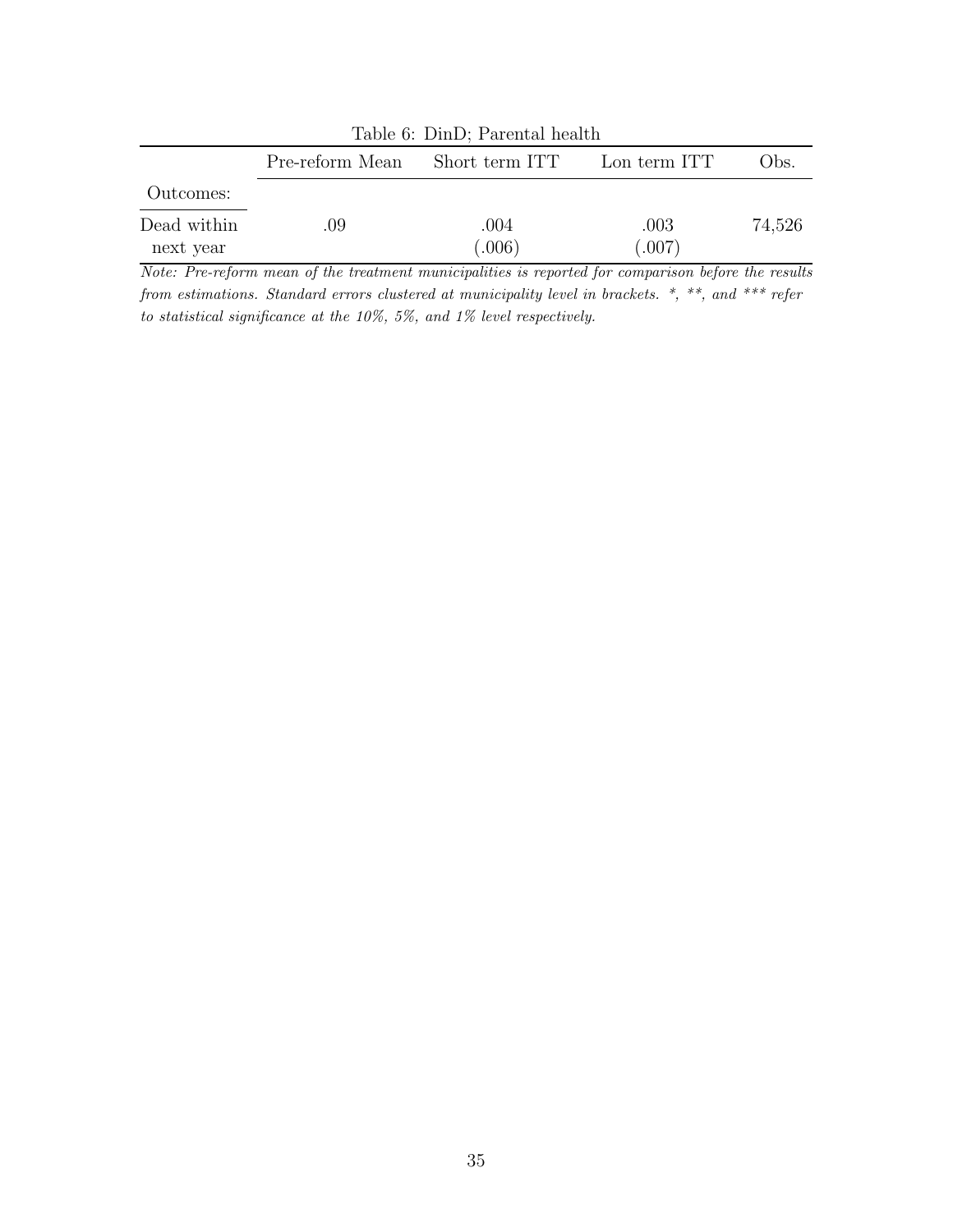Table 6: DinD; Parental health

| | Pre-reform Mean | Short term ITT | Lon term ITT | Obs. |
|---|---|---|---|---|
| Outcomes: | | | | |
| Dead within next year | .09 | .004 (.006) | .003 (.007) | 74,526 |

*Note: Pre-reform mean of the treatment municipalities is reported for comparison before the results from estimations. Standard errors clustered at municipality level in brackets. *, **, and *** refer to statistical significance at the 10%, 5%, and 1% level respectively.*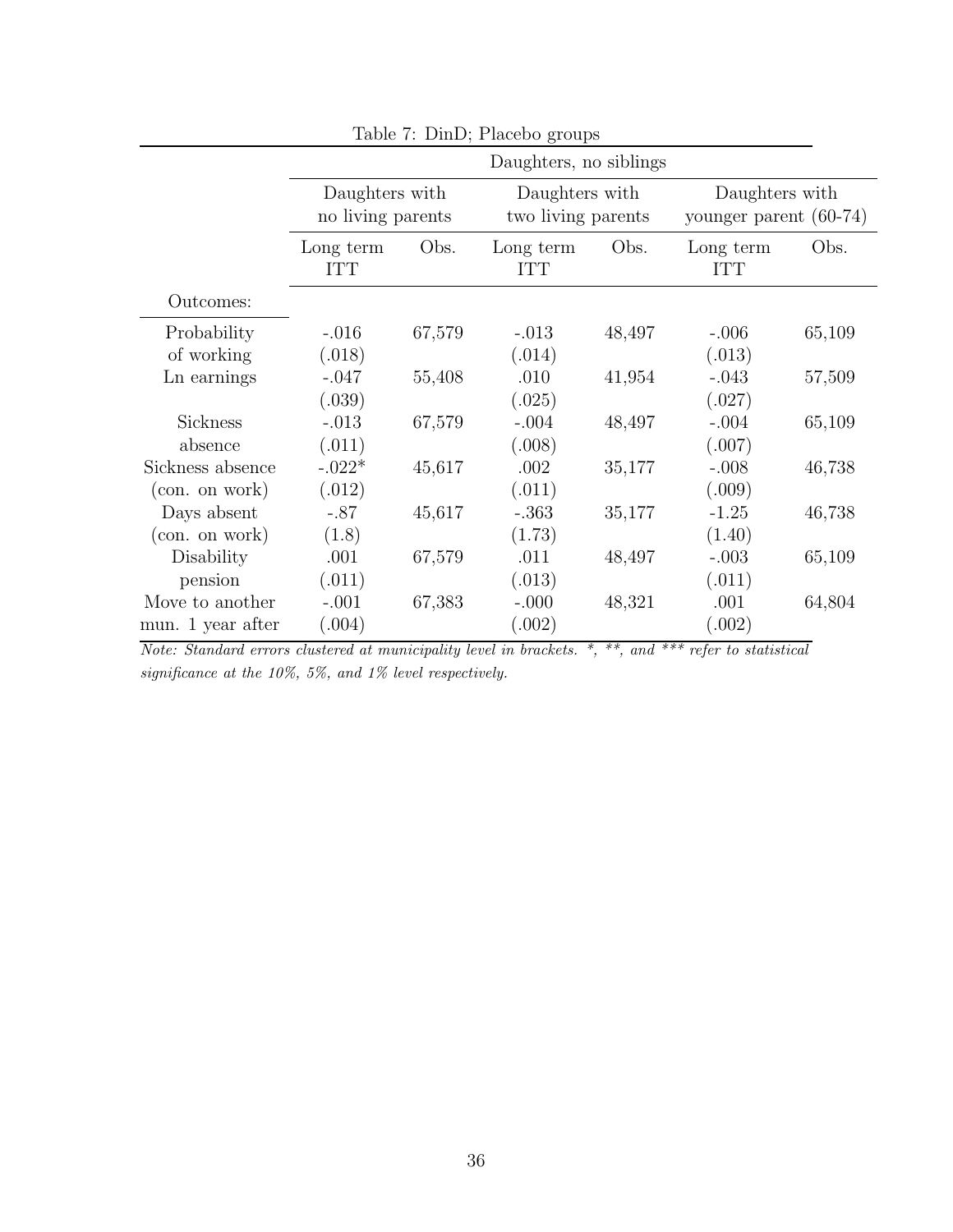Table 7: DinD; Placebo groups

| | Daughters, no siblings | | | | | |
|---|---|---|---|---|---|---|
| | Daughters with no living parents | | Daughters with two living parents | | Daughters with younger parent (60-74) | |
| | Long term ITT | Obs. | Long term ITT | Obs. | Long term ITT | Obs. |
| Outcomes: | | | | | | |
| Probability of working | -.016 (.018) | 67,579 | -.013 (.014) | 48,497 | -.006 (.013) | 65,109 |
| Ln earnings | -.047 (.039) | 55,408 | .010 (.025) | 41,954 | -.043 (.027) | 57,509 |
| Sickness absence | -.013 (.011) | 67,579 | -.004 (.008) | 48,497 | -.004 (.007) | 65,109 |
| Sickness absence (con. on work) | -.022* (.012) | 45,617 | .002 (.011) | 35,177 | -.008 (.009) | 46,738 |
| Days absent (con. on work) | -.87 (1.8) | 45,617 | -.363 (1.73) | 35,177 | -1.25 (1.40) | 46,738 |
| Disability pension | .001 (.011) | 67,579 | .011 (.013) | 48,497 | -.003 (.011) | 65,109 |
| Move to another mun. 1 year after | -.001 (.004) | 67,383 | -.000 (.002) | 48,321 | .001 (.002) | 64,804 |

*Note: Standard errors clustered at municipality level in brackets. *, **, and *** refer to statistical significance at the 10%, 5%, and 1% level respectively.*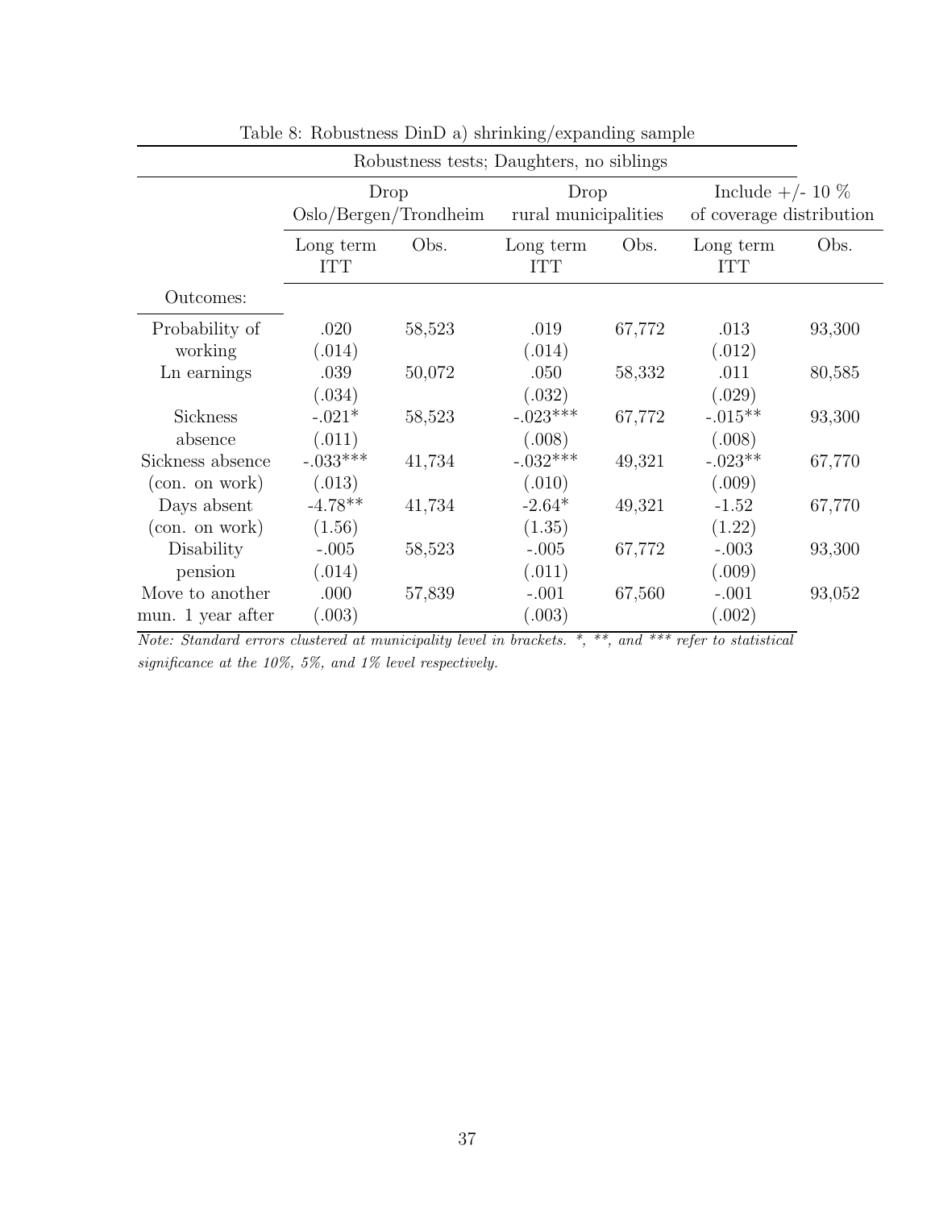Table 8: Robustness DinD a) shrinking/expanding sample

| Robustness tests; Daughters, no siblings | | | | | | |
|---|---|---|---|---|---|---|
| | Drop Oslo/Bergen/Trondheim | | Drop rural municipalities | | Include +/- 10 % of coverage distribution | |
| | Long term ITT | Obs. | Long term ITT | Obs. | Long term ITT | Obs. |
| Outcomes: | | | | | | |
| Probability of working | .020 | 58,523 | .019 | 67,772 | .013 | 93,300 |
| | (.014) | | (.014) | | (.012) | |
| Ln earnings | .039 | 50,072 | .050 | 58,332 | .011 | 80,585 |
| | (.034) | | (.032) | | (.029) | |
| Sickness absence | -.021* | 58,523 | -.023*** | 67,772 | -.015** | 93,300 |
| | (.011) | | (.008) | | (.008) | |
| Sickness absence (con. on work) | -.033*** | 41,734 | -.032*** | 49,321 | -.023** | 67,770 |
| | (.013) | | (.010) | | (.009) | |
| Days absent (con. on work) | -4.78** | 41,734 | -2.64* | 49,321 | -1.52 | 67,770 |
| | (1.56) | | (1.35) | | (1.22) | |
| Disability pension | -.005 | 58,523 | -.005 | 67,772 | -.003 | 93,300 |
| | (.014) | | (.011) | | (.009) | |
| Move to another mun. 1 year after | .000 | 57,839 | -.001 | 67,560 | -.001 | 93,052 |
| | (.003) | | (.003) | | (.002) | |

*Note: Standard errors clustered at municipality level in brackets. *, **, and *** refer to statistical significance at the 10%, 5%, and 1% level respectively.*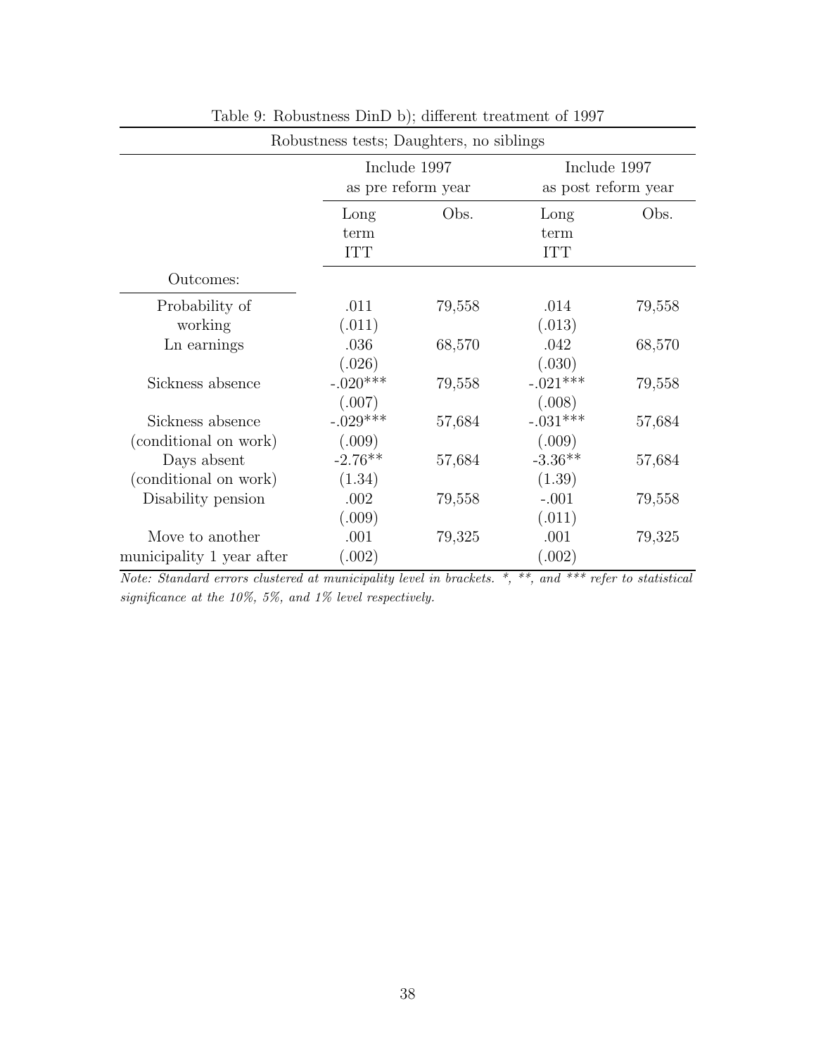Table 9: Robustness DinD b); different treatment of 1997

| Robustness tests; Daughters, no siblings | | | | |
|---|---|---|---|---|
| | Include 1997 as pre reform year | | Include 1997 as post reform year | |
| | Long term ITT | Obs. | Long term ITT | Obs. |
| Outcomes: | | | | |
| Probability of working | .011<br>(.011) | 79,558 | .014<br>(.013) | 79,558 |
| Ln earnings | .036<br>(.026) | 68,570 | .042<br>(.030) | 68,570 |
| Sickness absence | -.020***<br>(.007) | 79,558 | -.021***<br>(.008) | 79,558 |
| Sickness absence (conditional on work) | -.029***<br>(.009) | 57,684 | -.031***<br>(.009) | 57,684 |
| Days absent (conditional on work) | -2.76**<br>(1.34) | 57,684 | -3.36**<br>(1.39) | 57,684 |
| Disability pension | .002<br>(.009) | 79,558 | -.001<br>(.011) | 79,558 |
| Move to another municipality 1 year after | .001<br>(.002) | 79,325 | .001<br>(.002) | 79,325 |

*Note: Standard errors clustered at municipality level in brackets. *, **, and *** refer to statistical significance at the 10%, 5%, and 1% level respectively.*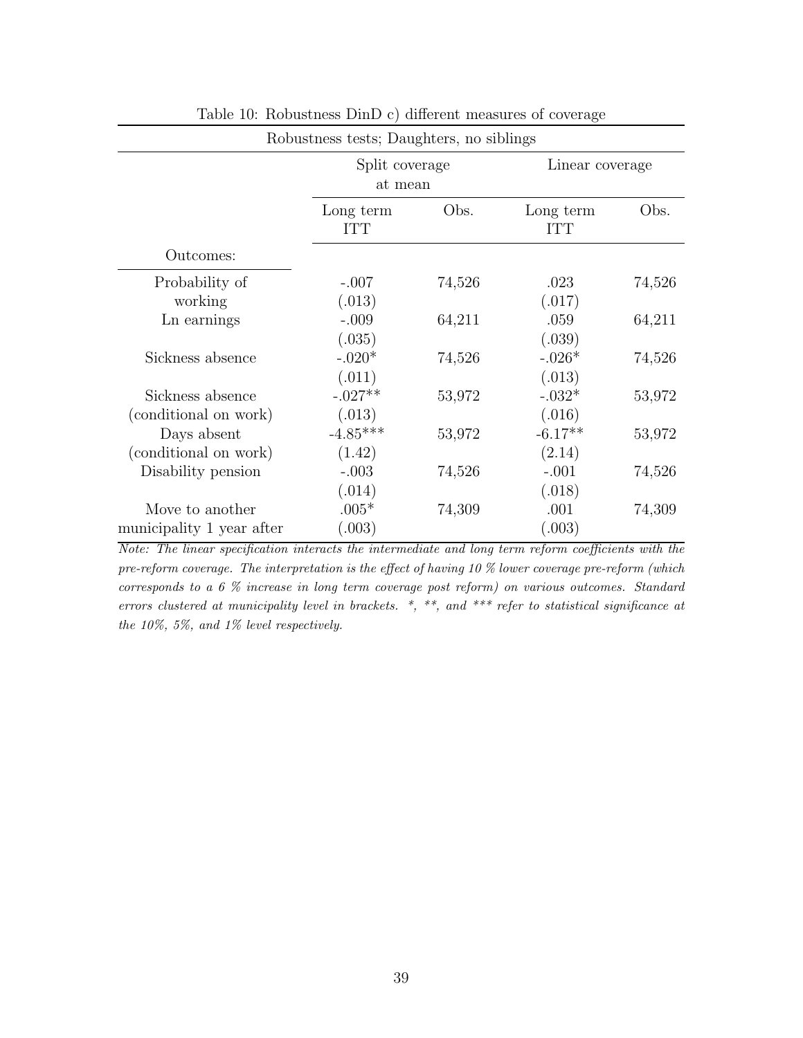Table 10: Robustness DinD c) different measures of coverage

| Robustness tests; Daughters, no siblings | | | | |
|---|---|---|---|---|
| | Split coverage at mean | | Linear coverage | |
| | Long term ITT | Obs. | Long term ITT | Obs. |
| Outcomes: | | | | |
| Probability of working | -.007 | 74,526 | .023 | 74,526 |
| | (.013) | | (.017) | |
| Ln earnings | -.009 | 64,211 | .059 | 64,211 |
| | (.035) | | (.039) | |
| Sickness absence | -.020* | 74,526 | -.026* | 74,526 |
| | (.011) | | (.013) | |
| Sickness absence (conditional on work) | -.027** | 53,972 | -.032* | 53,972 |
| | (.013) | | (.016) | |
| Days absent (conditional on work) | -4.85*** | 53,972 | -6.17** | 53,972 |
| | (1.42) | | (2.14) | |
| Disability pension | -.003 | 74,526 | -.001 | 74,526 |
| | (.014) | | (.018) | |
| Move to another municipality 1 year after | .005* | 74,309 | .001 | 74,309 |
| | (.003) | | (.003) | |

*Note: The linear specification interacts the intermediate and long term reform coefficients with the pre-reform coverage. The interpretation is the effect of having 10 % lower coverage pre-reform (which corresponds to a 6 % increase in long term coverage post reform) on various outcomes. Standard errors clustered at municipality level in brackets. *, **, and *** refer to statistical significance at the 10%, 5%, and 1% level respectively.*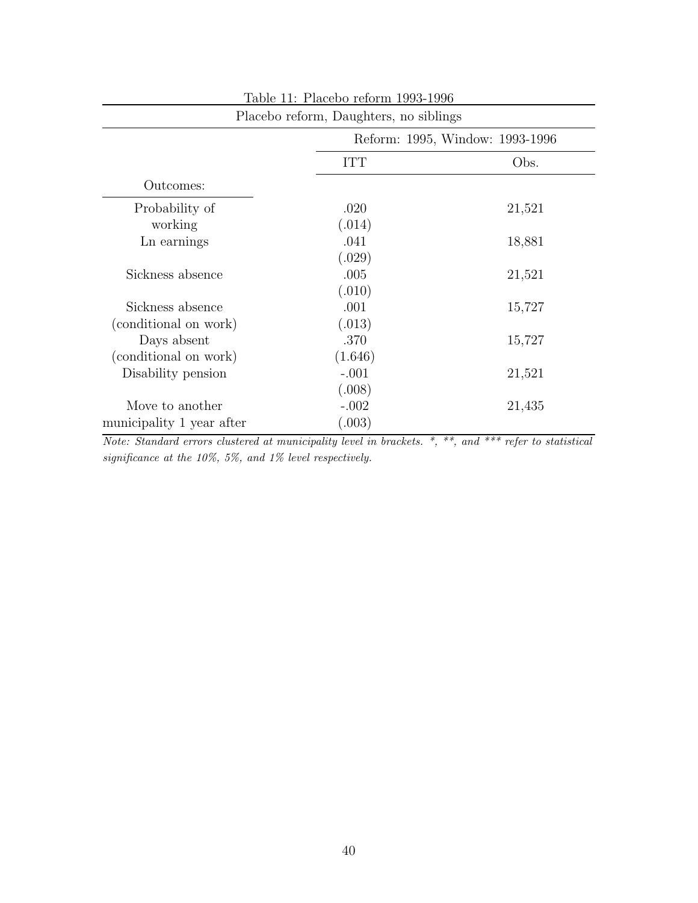Table 11: Placebo reform 1993-1996

| Placebo reform, Daughters, no siblings | | |
|---|---|---|
| | Reform: 1995, Window: 1993-1996 | |
| | ITT | Obs. |
| Outcomes: | | |
| Probability of working | .020 | 21,521 |
| | (.014) | |
| Ln earnings | .041 | 18,881 |
| | (.029) | |
| Sickness absence | .005 | 21,521 |
| | (.010) | |
| Sickness absence (conditional on work) | .001 | 15,727 |
| | (.013) | |
| Days absent (conditional on work) | .370 | 15,727 |
| | (1.646) | |
| Disability pension | -.001 | 21,521 |
| | (.008) | |
| Move to another municipality 1 year after | -.002 | 21,435 |
| | (.003) | |

*Note: Standard errors clustered at municipality level in brackets. *, **, and *** refer to statistical significance at the 10%, 5%, and 1% level respectively.*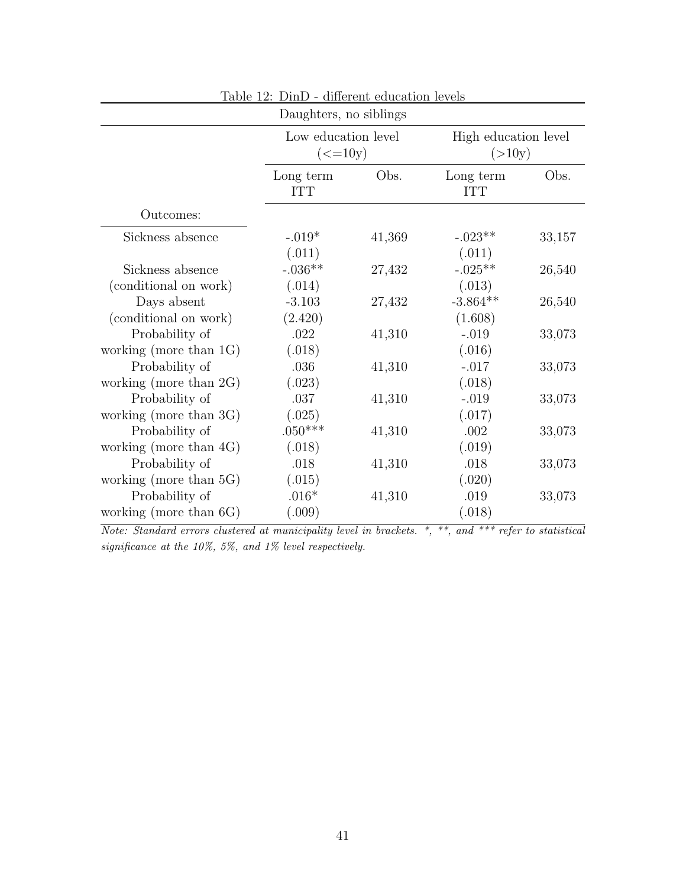Table 12: DinD - different education levels

| Daughters, no siblings | | | | |
|---|---|---|---|---|
| | Low education level (<=10y) | | High education level (>10y) | |
| | Long term ITT | Obs. | Long term ITT | Obs. |
| Outcomes: | | | | |
| Sickness absence | -.019* | 41,369 | -.023** | 33,157 |
| | (.011) | | (.011) | |
| Sickness absence (conditional on work) | -.036** | 27,432 | -.025** | 26,540 |
| | (.014) | | (.013) | |
| Days absent (conditional on work) | -3.103 | 27,432 | -3.864** | 26,540 |
| | (2.420) | | (1.608) | |
| Probability of working (more than 1G) | .022 | 41,310 | -.019 | 33,073 |
| | (.018) | | (.016) | |
| Probability of working (more than 2G) | .036 | 41,310 | -.017 | 33,073 |
| | (.023) | | (.018) | |
| Probability of working (more than 3G) | .037 | 41,310 | -.019 | 33,073 |
| | (.025) | | (.017) | |
| Probability of working (more than 4G) | .050*** | 41,310 | .002 | 33,073 |
| | (.018) | | (.019) | |
| Probability of working (more than 5G) | .018 | 41,310 | .018 | 33,073 |
| | (.015) | | (.020) | |
| Probability of working (more than 6G) | .016* | 41,310 | .019 | 33,073 |
| | (.009) | | (.018) | |

*Note: Standard errors clustered at municipality level in brackets. *, **, and *** refer to statistical significance at the 10%, 5%, and 1% level respectively.*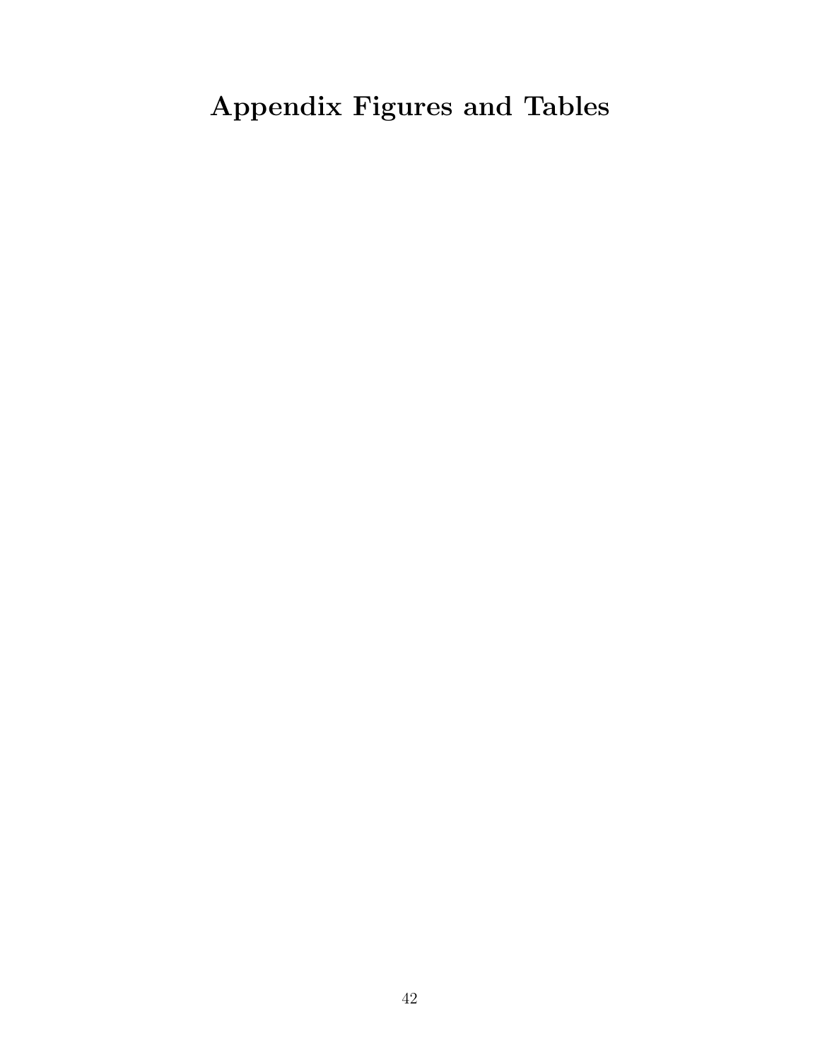# Appendix Figures and Tables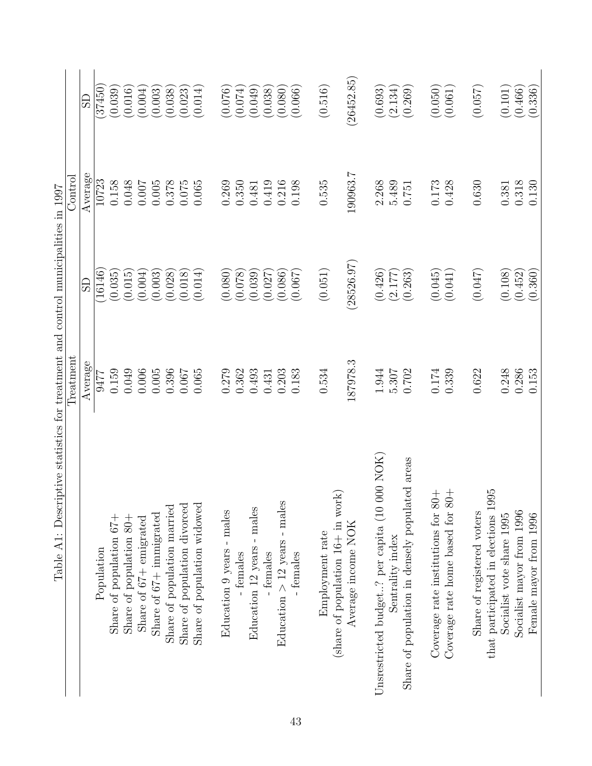Table A1: Descriptive statistics for treatment and control municipalities in 1997

| | Treatment | | Control | |
|---|---|---|---|---|
| | Average | SD | Average | SD |
| Population | 9477 | (16146) | 10723 | (37450) |
| Share of population 67+ | 0.159 | (0.035) | 0.158 | (0.039) |
| Share of population 80+ | 0.049 | (0.015) | 0.048 | (0.016) |
| Share of 67+ emigrated | 0.006 | (0.004) | 0.007 | (0.004) |
| Share of 67+ immigrated | 0.005 | (0.003) | 0.005 | (0.003) |
| Share of population married | 0.396 | (0.028) | 0.378 | (0.038) |
| Share of population divorced | 0.067 | (0.018) | 0.075 | (0.023) |
| Share of population widowed | 0.065 | (0.014) | 0.065 | (0.014) |
| | | | | |
| Education 9 years - males | 0.279 | (0.080) | 0.269 | (0.076) |
| - females | 0.362 | (0.078) | 0.350 | (0.074) |
| Education 12 years - males | 0.493 | (0.039) | 0.481 | (0.049) |
| - females | 0.431 | (0.027) | 0.419 | (0.038) |
| Education > 12 years - males | 0.203 | (0.086) | 0.216 | (0.080) |
| - females | 0.183 | (0.067) | 0.198 | (0.066) |
| | | | | |
| Employment rate (share of population 16+ in work) | 0.534 | (0.051) | 0.535 | (0.516) |
| Average income NOK | 187978.3 | (28526.97) | 190963.7 | (26452.85) |
| | | | | |
| Unsrestricted budget..? per capita (10 000 NOK) | 1.944 | (0.426) | 2.268 | (0.693) |
| Sentrality index | 5.307 | (2.177) | 5.489 | (2.134) |
| Share of population in densely populated areas | 0.702 | (0.263) | 0.751 | (0.269) |
| | | | | |
| Coverage rate institutions for 80+ | 0.174 | (0.045) | 0.173 | (0.050) |
| Coverage rate home based for 80+ | 0.339 | (0.041) | 0.428 | (0.061) |
| | | | | |
| Share of registered voters that participated in elections 1995 | 0.622 | (0.047) | 0.630 | (0.057) |
| Socialist vote share 1995 | 0.248 | (0.108) | 0.381 | (0.101) |
| Socialist mayor from 1996 | 0.286 | (0.452) | 0.318 | (0.466) |
| Female mayor from 1996 | 0.153 | (0.360) | 0.130 | (0.336) |